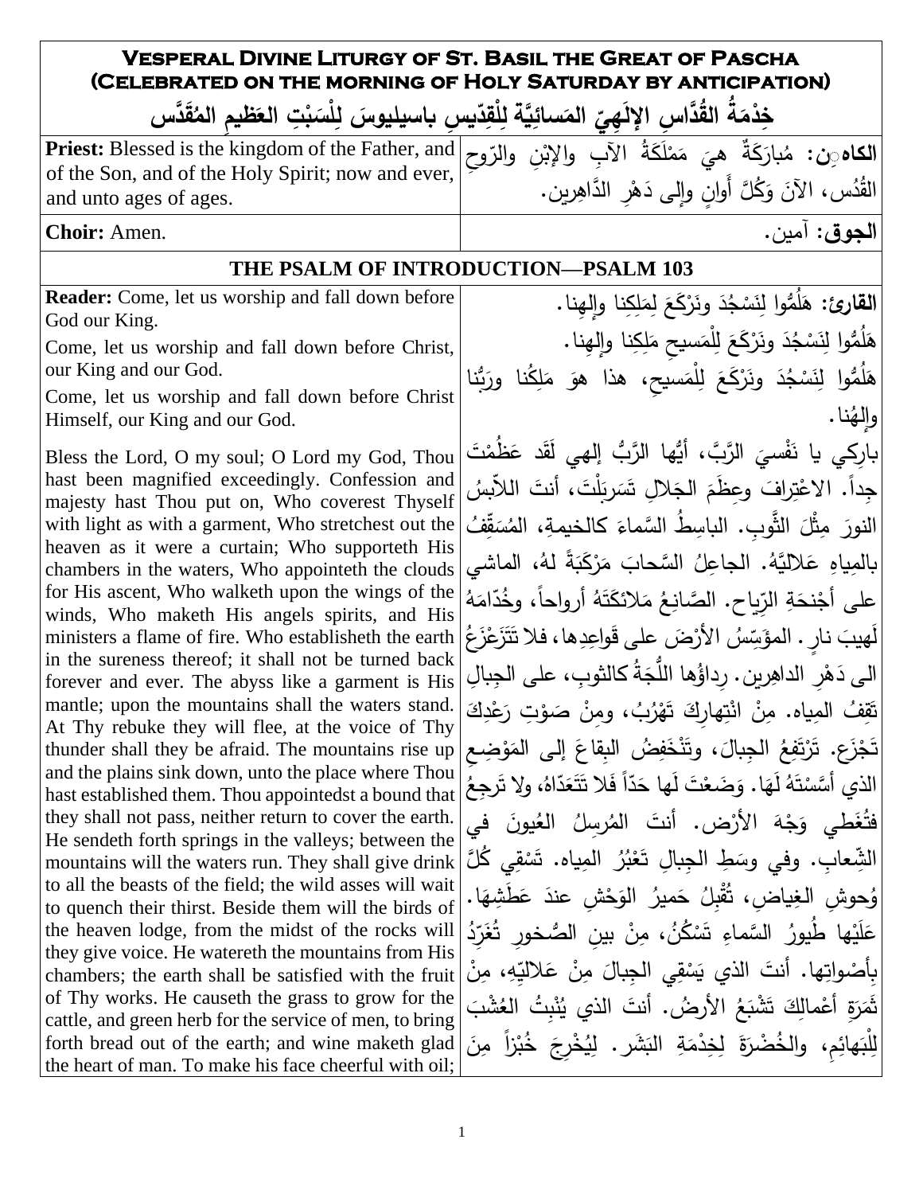# Vesperal Divine Liturgy of St. Basil the Great of Pascha (Celebrated on the morning of Holy Saturday by anticipation)

## خِدْمَةُ القُدَّاسِ الإِلَهِيّ المَسائِيَّة لِلْقِدّيسِ باسيليوسَ لِلْسَبْتِ العَظيمِ المُقَدَّس

| | |
|---|---|
| **Priest:** Blessed is the kingdom of the Father, and of the Son, and of the Holy Spirit; now and ever, and unto ages of ages. | **الكاهِن:** مُبارَكَةٌ هيَ مَمْلَكَةُ الآبِ والإبْنِ والرّوحِ القُدُس، الآنَ وَكُلَّ أَوانٍ وإِلى دَهْرِ الدَّاهِرين. |
| **Choir:** Amen. | **الجوق:** آمين. |

### THE PSALM OF INTRODUCTION—PSALM 103

| | |
|---|---|
| **Reader:** Come, let us worship and fall down before God our King.<br>Come, let us worship and fall down before Christ, our King and our God.<br>Come, let us worship and fall down before Christ Himself, our King and our God. | **القارئ:** هَلُمُّوا لِنَسْجُدَ ونَرْكَعَ لِمَلِكِنا وإلهِنا.<br>هَلُمُّوا لِنَسْجُدَ ونَرْكَعَ لِلْمَسيحِ مَلِكِنا وإلهِنا.<br>هَلُمُّوا لِنَسْجُدَ ونَرْكَعَ لِلْمَسيحِ، هذا هوَ مَلِكُنا ورَبُّنا وإلهُنا. |
| Bless the Lord, O my soul; O Lord my God, Thou hast been magnified exceedingly. Confession and majesty hast Thou put on, Who coverest Thyself with light as with a garment, Who stretchest out the heaven as it were a curtain; Who supporteth His chambers in the waters, Who appointeth the clouds for His ascent, Who walketh upon the wings of the winds, Who maketh His angels spirits, and His ministers a flame of fire. Who establisheth the earth in the sureness thereof; it shall not be turned back forever and ever. The abyss like a garment is His mantle; upon the mountains shall the waters stand. At Thy rebuke they will flee, at the voice of Thy thunder shall they be afraid. The mountains rise up and the plains sink down, unto the place where Thou hast established them. Thou appointedst a bound that they shall not pass, neither return to cover the earth. He sendeth forth springs in the valleys; between the mountains will the waters run. They shall give drink to all the beasts of the field; the wild asses will wait to quench their thirst. Beside them will the birds of the heaven lodge, from the midst of the rocks will they give voice. He watereth the mountains from His chambers; the earth shall be satisfied with the fruit of Thy works. He causeth the grass to grow for the cattle, and green herb for the service of men, to bring forth bread out of the earth; and wine maketh glad the heart of man. To make his face cheerful with oil; | بارِكي يا نَفْسيَ الرَّبَّ، أيُّها الرَّبُّ إلهي لَقَد عَظُمْتَ جِداً. الاعْتِرافَ وعِظَمَ الجَلالِ تَسَربَلْتَ، أنتَ اللاّبِسُ النورَ مِثْلَ الثَّوبِ. الباسِطُ السَّماءَ كالخيمةِ، المُسَقِّفُ بالمِياهِ عَلاليَّهُ. الجاعِلُ السَّحابَ مَرْكَبَةً لهُ، الماشي على أجْنحَةِ الرِّياحِ. الصَّانِعُ مَلائكَتَهُ أرواحاً، وخُدّامَهُ لَهيبَ نارٍ. المؤَسِّسُ الأرْضَ على قَواعِدِها، فلا تَتَزَعْزَعُ الى دَهْرِ الداهِرين. رِداؤُها اللُّجَةُ كالثوبِ، على الجِبالِ تَقِفُ المِياه. مِنْ انْتِهارِكَ تَهْرُبُ، ومِنْ صَوْتِ رَعْدِكَ تَجْزَع. تَرْتَفِعُ الجِبالَ، وتَنْخَفِضُ البِقاعَ إلى المَوْضِعِ الذي أَسَّسْتَهُ لَهَا. وَضَعْتَ لَها حَدّاً فَلا تَتَعَدّاهُ، ولا تَرجِعُ فتُغَطي وَجْهَ الأرْض. أنتَ المُرسِلُ العُيونَ في الشِّعابِ. وفي وسَطِ الجِبالِ تَعْبُرُ المِياه. تَسْقي كُلَّ وُحوشِ الغِياضِ، تُقْبِلُ حَميرُ الوَحْشِ عندَ عَطَشِهَا. عَلَيْها طُيورُ السَّماءِ تَسْكُنُ، مِنْ بينِ الصُخورِ تُغَرِّدُ بِأصْواتِها. أنتَ الذي يَسْقِي الجِبالَ مِنْ عَلاليِّهِ، مِنْ ثَمَرَةِ أعْمالِكَ تَشْبَعُ الأرضُ. أنتَ الذي يُنْبِتُ العُشْبَ لِلْبَهائِمِ، والخُضْرَةَ لِخِدْمَةِ البَشَرِ. لِيُخْرِجَ خُبْزاً مِنَ |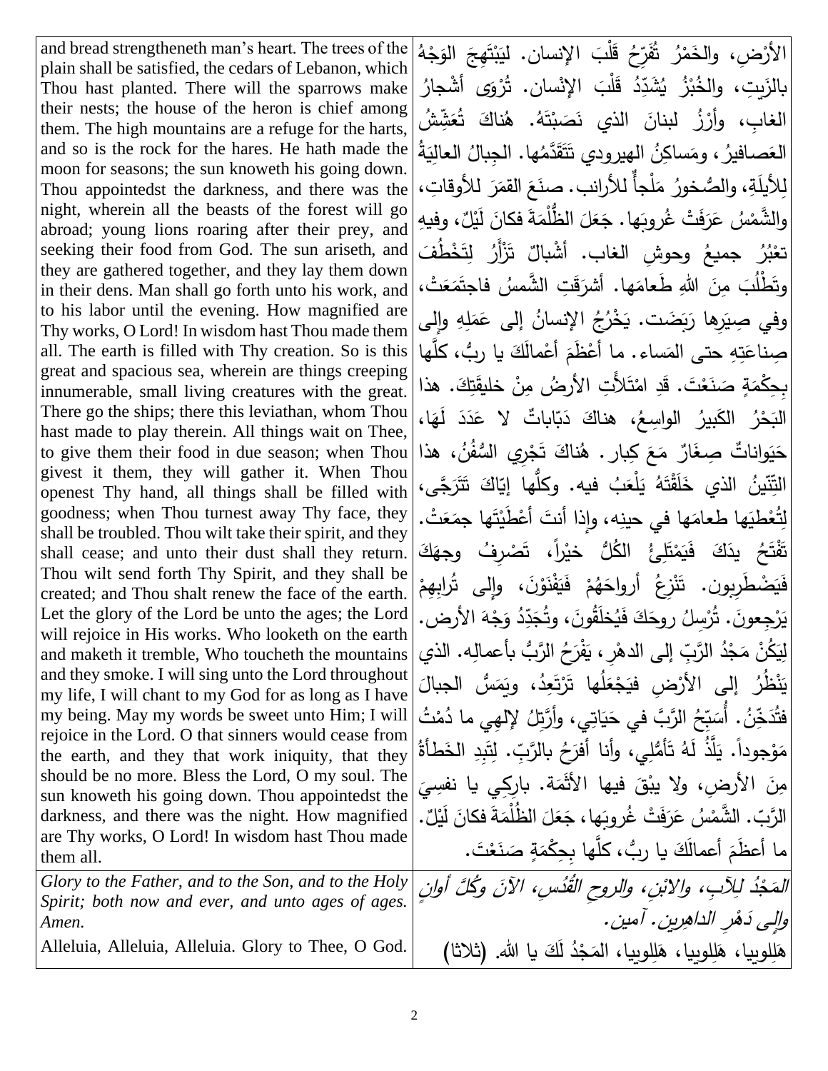| | |
|---|---|
| and bread strengtheneth man's heart. The trees of the plain shall be satisfied, the cedars of Lebanon, which Thou hast planted. There will the sparrows make their nests; the house of the heron is chief among them. The high mountains are a refuge for the harts, and so is the rock for the hares. He hath made the moon for seasons; the sun knoweth his going down. Thou appointedst the darkness, and there was the night, wherein all the beasts of the forest will go abroad; young lions roaring after their prey, and seeking their food from God. The sun ariseth, and they are gathered together, and they lay them down in their dens. Man shall go forth unto his work, and to his labor until the evening. How magnified are Thy works, O Lord! In wisdom hast Thou made them all. The earth is filled with Thy creation. So is this great and spacious sea, wherein are things creeping innumerable, small living creatures with the great. There go the ships; there this leviathan, whom Thou hast made to play therein. All things wait on Thee, to give them their food in due season; when Thou givest it them, they will gather it. When Thou openest Thy hand, all things shall be filled with goodness; when Thou turnest away Thy face, they shall be troubled. Thou wilt take their spirit, and they shall cease; and unto their dust shall they return. Thou wilt send forth Thy Spirit, and they shall be created; and Thou shalt renew the face of the earth. Let the glory of the Lord be unto the ages; the Lord will rejoice in His works. Who looketh on the earth and maketh it tremble, Who toucheth the mountains and they smoke. I will sing unto the Lord throughout my life, I will chant to my God for as long as I have my being. May my words be sweet unto Him; I will rejoice in the Lord. O that sinners would cease from the earth, and they that work iniquity, that they should be no more. Bless the Lord, O my soul. The sun knoweth his going down. Thou appointedst the darkness, and there was the night. How magnified are Thy works, O Lord! In wisdom hast Thou made them all. | الأرْضِ، والخَمْرُ تُفَرِّحُ قَلْبَ الإنسان. لِيَبْتَهِجَ الوَجْهُ بالزَيتِ، والخُبْزُ يُشَدِّدُ قَلْبَ الإنْسان. تُرْوَى أَشْجارُ الغابِ، وأَرْزُ لبنانَ الذي نَصَبْتَهُ. هُناكَ تُعَشِّشُ العَصافيرُ، ومَساكِنُ الهيرودي تَتَقَدَّمُها. الجِبالُ العالِيَةُ لِلأيلَةِ، والصُّخورُ مَلْجأٌ للأرانب. صنَعَ القمَرَ للأوقاتِ، والشَّمْسُ عَرَفَتْ غُروبَها. جَعَلَ الظُّلْمَةَ فكانَ لَيْلٌ، وفيهِ تعْبُرُ جميعُ وحوشِ الغاب. أشْبالٌ تَزْأَرُ لِتَخْطُفَ وتَطْلُبَ مِنَ اللهِ طَعامَها. أشرَقَتِ الشَّمسُ فاجتَمَعَتْ، وفي صِيَرِها رَبَضَت. يَخْرُجُ الإنسانُ إلى عَمَلِهِ وإلى صِناعَتِهِ حتى المَساء. ما أَعْظَمَ أعْمالَكَ يا ربُّ، كلَّها بِحِكْمَةٍ صَنَعْتَ. قَدِ امْتَلأَتِ الأرضُ مِنْ خليقَتِكَ. هذا البَحْرُ الكَبيرُ الواسِعُ، هناكَ دَبّاباتٌ لا عَدَدَ لَهَا، حَيَواناتٌ صِغَارٌ مَعَ كِبار. هُناكَ تَجْري السُّفُنُ، هذا التِّنّينُ الذي خَلَقْتَهُ يَلْعَبُ فيه. وكلُّها إيّاكَ تَتَرَجَّى، لِتُعْطِيَها طعامَها في حينِه، وإذا أنتَ أعْطَيْتَها جمَعَتْ. تَفْتَحُ يدَكَ فَيَمْتَلِئُ الكُلُّ خيْراً، تَصْرِفُ وجهَكَ فَيَضْطَرِبون. تَنْزِعُ أرواحَهُمْ فَيَفْنَوْنَ، وإلى تُرابِهِمْ يَرْجِعونَ. تُرْسِلُ روحَكَ فَيُخلَقُونَ، وتُجَدِّدُ وَجْهَ الأرض. لِيَكُنْ مَجْدُ الرَّبِّ إلى الدهْرِ، يَفْرَحُ الرَّبُّ بأعمالِه. الذي يَنْظُرُ إلى الأرْضِ فيَجْعَلُها تَرْتَعِدُ، ويَمَسُّ الجبالَ فتُدَخِّنُ. أُسَبِّحُ الرَّبَّ في حَيَاتِي، وأُرَتِّلُ لإلهِي ما دُمْتُ مَوْجوداً. يَلَذُّ لَهُ تَأَمُّلِي، وأنا أفرَحُ بالرَّبِّ. لِتَبِدِ الخَطَأَةُ مِنَ الأرضِ، ولا يبْقَ فيها الأثَمَة. بارِكِي يا نفسِيَ الرَّبّ. الشَّمْسُ عَرَفَتْ غُروبَها، جَعَلَ الظُّلْمَةَ فكانَ لَيْلٌ. ما أعظَمَ أعمالَكَ يا ربُّ، كلَّها بِحِكْمَةٍ صَنَعْتَ. |
| *Glory to the Father, and to the Son, and to the Holy Spirit; both now and ever, and unto ages of ages. Amen.* | *المَجْدُ لِلآبِ، والابْنِ، والروحِ القُدُسِ، الآنَ وكُلَّ أوانٍ وإلى دَهْرِ الداهِرين. آمين.* |
| Alleluia, Alleluia, Alleluia. Glory to Thee, O God. | هَلِلويا، هَلِلويا، هَلِلويا، المَجْدُ لَكَ يا الله. (ثلاثا) |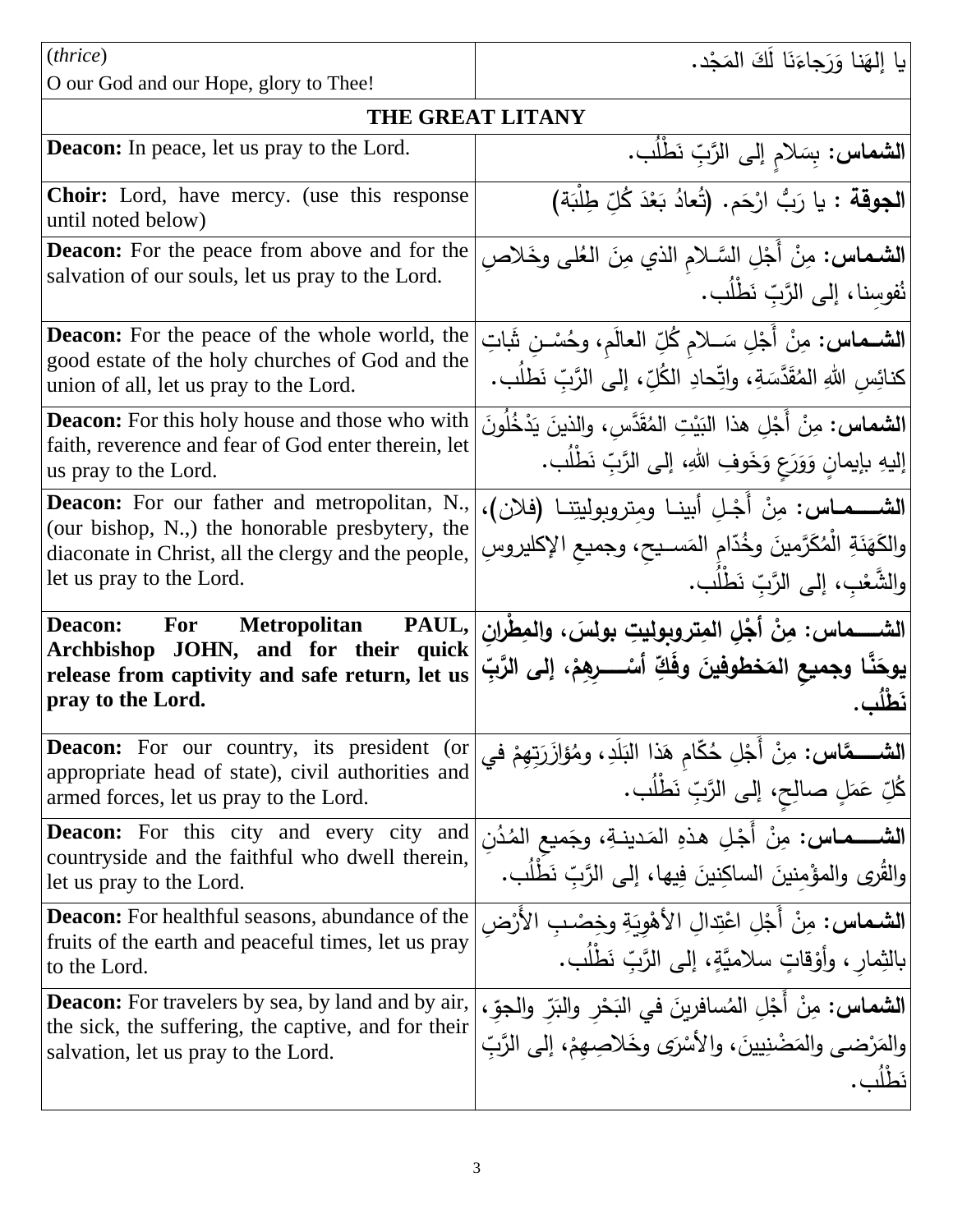| (*thrice*) O our God and our Hope, glory to Thee! | يا إلهَنا وَرَجاءَنَا لَكَ المَجْد. |
|---|---|
| **THE GREAT LITANY** | |
| **Deacon:** In peace, let us pray to the Lord. | **الشماس:** بِسَلامٍ إلى الرَّبِّ نَطْلُب. |
| **Choir:** Lord, have mercy. (use this response until noted below) | **الجوقة :** يا رَبُّ ارْحَم. (تُعادُ بَعْدَ كُلِّ طِلْبَة) |
| **Deacon:** For the peace from above and for the salvation of our souls, let us pray to the Lord. | **الشماس:** مِنْ أَجْلِ السَّلامِ الذي مِنَ العُلى وخَلاصِ نُفوسِنا، إلى الرَّبِّ نَطْلُب. |
| **Deacon:** For the peace of the whole world, the good estate of the holy churches of God and the union of all, let us pray to the Lord. | **الشماس:** مِنْ أَجْلِ سَلامِ كُلِّ العالَمِ، وحُسْنِ ثَباتِ كنائِسِ اللهِ المُقَدَّسَةِ، واتِّحادِ الكُلِّ، إلى الرَّبِّ نَطلُب. |
| **Deacon:** For this holy house and those who with faith, reverence and fear of God enter therein, let us pray to the Lord. | **الشماس:** مِنْ أَجْلِ هذا البَيْتِ المُقَدَّسِ، والذينَ يَدْخُلُونَ إليهِ بإيمانٍ وَوَرَعٍ وَخَوفِ اللهِ، إلى الرَّبِّ نَطْلُب. |
| **Deacon:** For our father and metropolitan, N., (our bishop, N.,) the honorable presbytery, the diaconate in Christ, all the clergy and the people, let us pray to the Lord. | **الشماس:** مِنْ أَجْلِ أبينا ومتروبوليتِنا (فلان)، والكَهَنَةِ الْمُكَرَّمينَ وخُدّامِ المَسيحِ، وجميعِ الإكليروسِ والشَّعْبِ، إلى الرَّبِّ نَطْلُب. |
| **Deacon: For Metropolitan PAUL, Archbishop JOHN, and for their quick release from captivity and safe return, let us pray to the Lord.** | **الشماس: مِنْ أجْلِ المِتروبوليتِ بولسَ، والمِطْرانِ يوحَنَّا وجميعِ المَخطوفينَ وفَكِّ أسْرِهِمْ، إلى الرَّبِّ نَطْلُب.** |
| **Deacon:** For our country, its president (or appropriate head of state), civil authorities and armed forces, let us pray to the Lord. | **الشمَّاس:** مِنْ أَجْلِ حُكّامِ هَذا البَلَدِ، ومُؤازَرَتِهِمْ في كُلِّ عَمَلٍ صالِحٍ، إلى الرَّبِّ نَطْلُب. |
| **Deacon:** For this city and every city and countryside and the faithful who dwell therein, let us pray to the Lord. | **الشماس:** مِنْ أَجْلِ هذهِ المَدينةِ، وجَميعِ المُدُنِ والقُرى والمؤْمِنينَ الساكِنينَ فِيها، إلى الرَّبِّ نَطْلُب. |
| **Deacon:** For healthful seasons, abundance of the fruits of the earth and peaceful times, let us pray to the Lord. | **الشماس:** مِنْ أَجْلِ اعْتِدالِ الأَهْوِيَةِ وخِصْبِ الأَرْضِ بالثِمارِ، وأَوْقاتٍ سلامِيَّةٍ، إلى الرَّبِّ نَطْلُب. |
| **Deacon:** For travelers by sea, by land and by air, the sick, the suffering, the captive, and for their salvation, let us pray to the Lord. | **الشماس:** مِنْ أَجْلِ المُسافرينَ في البَحْرِ والبَرِّ والجوِّ، والمَرْضى والمَضْنِيينَ، والأَسْرَى وخَلاصِهِمْ، إلى الرَّبِّ نَطْلُب. |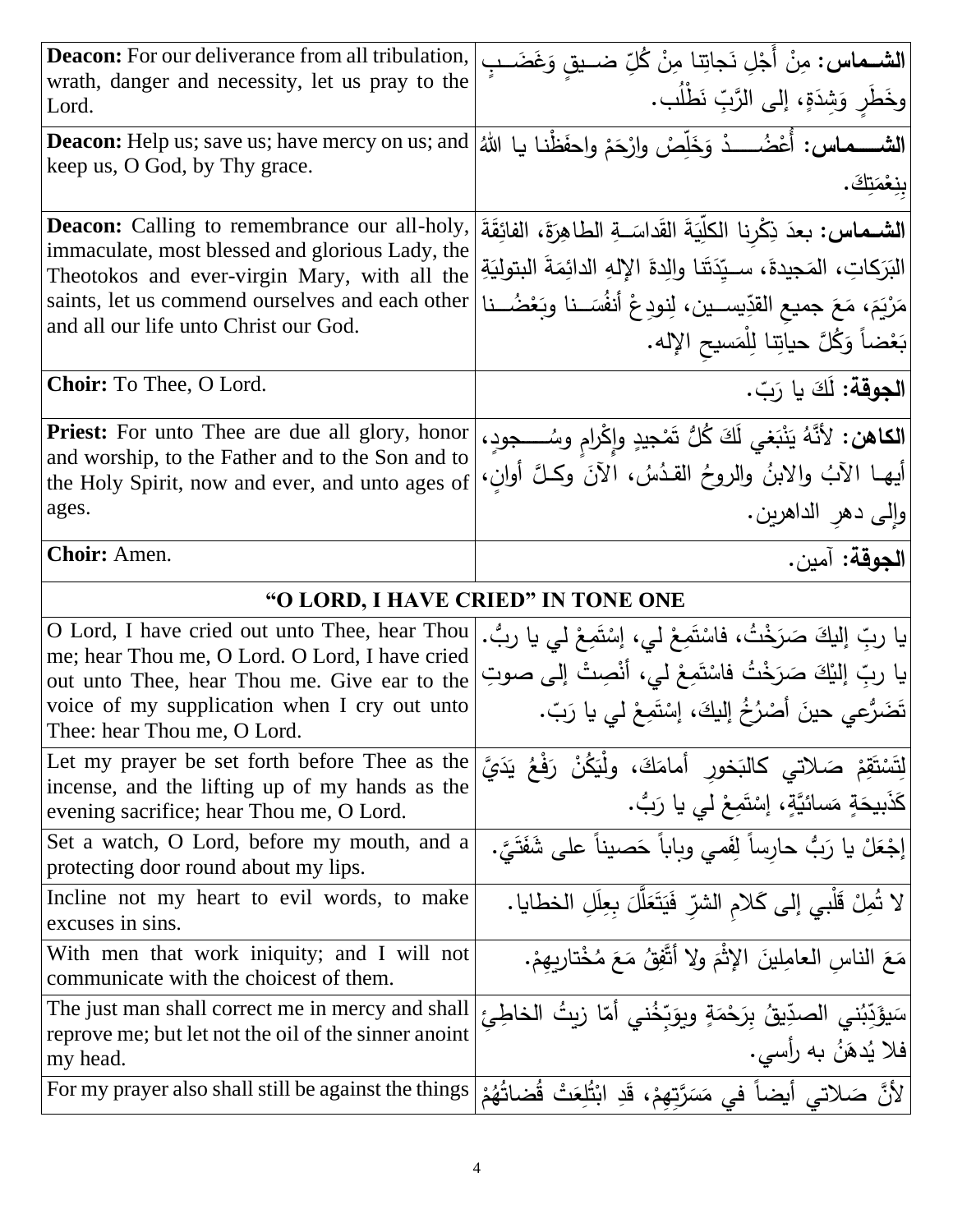| | |
|---|---|
| **Deacon:** For our deliverance from all tribulation, wrath, danger and necessity, let us pray to the Lord. | **الشـماس:** مِنْ أَجْلِ نَجاتِنا مِنْ كُلِّ ضـيقٍ وَغَضَـبٍ وخَطَرٍ وَشِدَةٍ، إلى الرَّبِّ نَطْلُب. |
| **Deacon:** Help us; save us; have mercy on us; and keep us, O God, by Thy grace. | **الشـــماس:** أُعْضُـــدْ وَخَلِّصْ وارْحَمْ واحفَظْنا يا اللهُ بِنِعْمَتِكَ. |
| **Deacon:** Calling to remembrance our all-holy, immaculate, most blessed and glorious Lady, the Theotokos and ever-virgin Mary, with all the saints, let us commend ourselves and each other and all our life unto Christ our God. | **الشـماس:** بعدَ ذِكْرِنا الكلِّيَةَ القَداسَـةِ الطاهِرَةَ، الفائِقَةَ البَرَكاتِ، المَجيدةَ، سـيِّدَتَنا والِدةَ الإلهِ الدائِمَةَ البتولِيَةِ مَرْيَمَ، مَعَ جميعِ القدِّيسـين، لِنودِعْ أنفُسَـنا وبَعْضُـنا بَعْضاً وَكُلَّ حياتِنا لِلْمَسيحِ الإله. |
| **Choir:** To Thee, O Lord. | **الجوقة:** لَكَ يا رَبّ. |
| **Priest:** For unto Thee are due all glory, honor and worship, to the Father and to the Son and to the Holy Spirit, now and ever, and unto ages of ages. | **الكاهن:** لأنَّهُ يَنْبَغي لَكَ كُلُّ تَمْجيدٍ وإِكْرامٍ وسُـــجودٍ، أيهـا الآبُ والابنُ والروحُ القـدُسُ، الآنَ وكـلَّ أوانٍ، وإلى دهرِ الداهرين. |
| **Choir:** Amen. | **الجوقة:** آمين. |

## “O LORD, I HAVE CRIED” IN TONE ONE

| | |
|---|---|
| O Lord, I have cried out unto Thee, hear Thou me; hear Thou me, O Lord. O Lord, I have cried out unto Thee, hear Thou me. Give ear to the voice of my supplication when I cry out unto Thee: hear Thou me, O Lord. | يا ربِّ إليكَ صَرَخْتُ، فاسْتَمِعْ لي، إسْتَمِعْ لي يا ربُّ. يا ربِّ إلَيْكَ صَرَخْتُ فاسْتَمِعْ لي، أنْصِتْ إلى صوتِ تَضَرُّعي حينَ أَصْرُخُ إليكَ، إسْتَمِعْ لي يا رَبّ. |
| Let my prayer be set forth before Thee as the incense, and the lifting up of my hands as the evening sacrifice; hear Thou me, O Lord. | لِتَسْتَقِمْ صَلاتي كالبَخورِ أمامَكَ، ولْيَكُنْ رَفْعُ يَدَيَّ كَذَبيحَةٍ مَسائيَّةٍ، إسْتَمِعْ لي يا رَبُّ. |
| Set a watch, O Lord, before my mouth, and a protecting door round about my lips. | إجْعَلْ يا رَبُّ حارِساً لِفَمي وباباً حَصيناً على شَفَتَيَّ. |
| Incline not my heart to evil words, to make excuses in sins. | لا تُمِلْ قَلْبي إلى كَلامِ الشرّ فَيَتَعَلَّلَ بِعِلَلِ الخطايا. |
| With men that work iniquity; and I will not communicate with the choicest of them. | مَعَ الناسِ العامِلينَ الإثْمَ ولا أتَّفِقُ مَعَ مُخْتاريهِمْ. |
| The just man shall correct me in mercy and shall reprove me; but let not the oil of the sinner anoint my head. | سَيؤَدِّبُني الصدِّيقُ بِرَحْمَةٍ ويوَبِّخُني أمّا زيتُ الخاطِئِ فلا يُدهَنُ به رأسي. |
| For my prayer also shall still be against the things | لأنَّ صَلاتي أيضاً في مَسَرَّتِهِمْ، قَدِ ابْتُلِعَتْ قُضاتُهُمْ |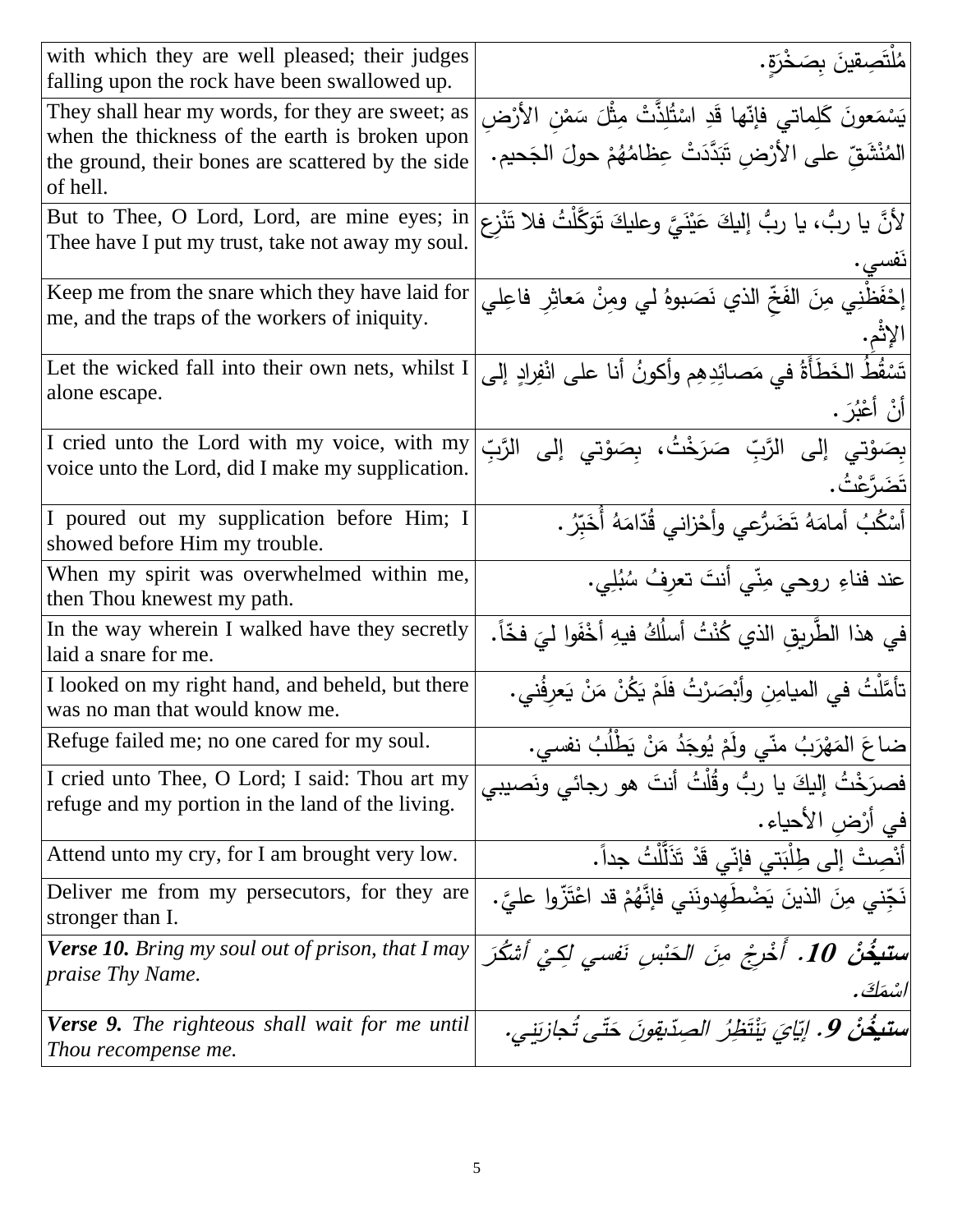| | |
|---|---|
| with which they are well pleased; their judges falling upon the rock have been swallowed up. | مُلْتَصِقينَ بِصَخْرَةٍ. |
| They shall hear my words, for they are sweet; as when the thickness of the earth is broken upon the ground, their bones are scattered by the side of hell. | يَسْمَعونَ كَلِماتي فإنّها قَدِ اسْتُلِذَّتْ مِثْلَ سَمْنِ الأرْضِ المُنْشَقِّ على الأرْضِ تَبَدَّدَتْ عِظامُهُمْ حولَ الجَحيمِ. |
| But to Thee, O Lord, Lord, are mine eyes; in Thee have I put my trust, take not away my soul. | لأنَّ يا ربُّ، يا ربُّ إليكَ عَيْنَيَّ وعليكَ تَوَكَّلْتُ فلا تَنْزِعْ نَفسي. |
| Keep me from the snare which they have laid for me, and the traps of the workers of iniquity. | إحْفَظْني مِنَ الفَخِّ الذي نَصَبوهُ لي ومِنْ مَعاثِرِ فاعِلي الإثْمِ. |
| Let the wicked fall into their own nets, whilst I alone escape. | تَسْقُطُ الخَطَأَةُ في مَصائِدِهِم وأكونُ أنا على انْفِرادٍ إلى أنْ أعْبُرَ. |
| I cried unto the Lord with my voice, with my voice unto the Lord, did I make my supplication. | بِصَوْتي إلى الرَّبِّ صَرَخْتُ، بِصَوْتي إلى الرَّبِّ تَضَرَّعْتُ. |
| I poured out my supplication before Him; I showed before Him my trouble. | أسْكُبُ أمامَهُ تَضَرُّعي وأحْزاني قُدّامَهُ أُخَبِّرُ. |
| When my spirit was overwhelmed within me, then Thou knewest my path. | عند فناءِ روحي مِنّي أنتَ تعرِفُ سُبُلِي. |
| In the way wherein I walked have they secretly laid a snare for me. | في هذا الطَّريقِ الذي كُنْتُ أسلُكُ فيهِ أخْفَوا ليَ فخّاً. |
| I looked on my right hand, and beheld, but there was no man that would know me. | تأمَّلْتُ في الميامِنِ وأبْصَرْتُ فلَمْ يَكُنْ مَنْ يَعرِفُني. |
| Refuge failed me; no one cared for my soul. | ضاعَ المَهْرَبُ منّي ولَمْ يُوجَدُ مَنْ يَطْلُبُ نفسي. |
| I cried unto Thee, O Lord; I said: Thou art my refuge and my portion in the land of the living. | فصرَخْتُ إليكَ يا ربُّ وقُلْتُ أنتَ هو رجائي ونَصيبي في أرْضِ الأحياء. |
| Attend unto my cry, for I am brought very low. | أنْصِتْ إلى طِلْبَتي فإنّي قَدْ تَذَلَّلْتُ جداً. |
| Deliver me from my persecutors, for they are stronger than I. | نَجِّني مِنَ الذينَ يَضْطَهِدونَني فإنَّهُمْ قد اعْتَزّوا عليَّ. |
| ***Verse 10.*** *Bring my soul out of prison, that I may praise Thy Name.* | ***ستيخُنْ 10.*** *أَخْرِجْ مِنَ الحَبْسِ نَفسي لِكَيْ أشْكُرَ اسْمَكَ.* |
| ***Verse 9.*** *The righteous shall wait for me until Thou recompense me.* | ***ستيخُنْ 9.*** *إيّايَ يَنْتَظِرُ الصِدّيقونَ حَتّى تُجازيَني.* |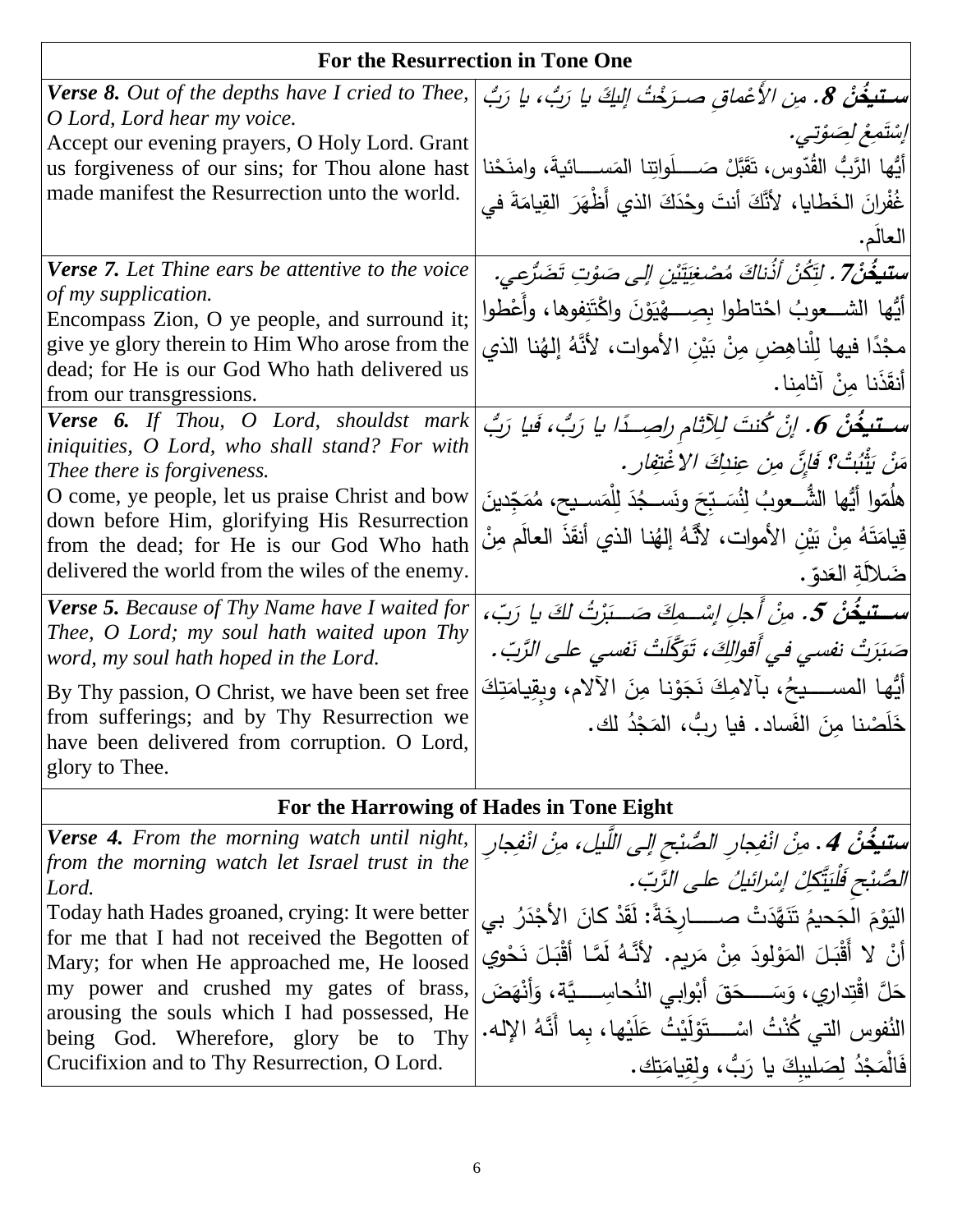| For the Resurrection in Tone One | |
|---|---|
| ***Verse 8.*** *Out of the depths have I cried to Thee, O Lord, Lord hear my voice.*<br>Accept our evening prayers, O Holy Lord. Grant us forgiveness of our sins; for Thou alone hast made manifest the Resurrection unto the world. | ***ستيخُنْ 8.*** *مِن الأَعْماقِ صـرَخْتُ إليكَ يا رَبُّ، يا رَبُّ إسْتَمِعْ لِصَوْتي.*<br>أيُّها الرَّبُّ القُدّوس، تَقَبَّلْ صَلَواتِنا المَسائيةَ، وامنَحْنا غُفْرانَ الخَطايا، لأنَّكَ أنتَ وحْدَكَ الذي أَظْهَرَ القِيامَةَ في العالَم. |
| ***Verse 7.*** *Let Thine ears be attentive to the voice of my supplication.*<br>Encompass Zion, O ye people, and surround it; give ye glory therein to Him Who arose from the dead; for He is our God Who hath delivered us from our transgressions. | ***ستيخُنْ7.*** *لِتَكُنْ أُذُناكَ مُصْغِيَتَيْنِ إلى صَوْتِ تَضَرُّعي.*<br>أيُّها الشـعوبُ احْتاطوا بِصِهْيَوْنَ واكْتَنِفوها، وأَعْطوا مجْدًا فيها لِلْناهِضِ مِنْ بَيْنِ الأموات، لأَنَّهُ إلهُنا الذي أنقَذَنا مِنْ آثامِنا. |
| ***Verse 6.*** *If Thou, O Lord, shouldst mark iniquities, O Lord, who shall stand? For with Thee there is forgiveness.*<br>O come, ye people, let us praise Christ and bow down before Him, glorifying His Resurrection from the dead; for He is our God Who hath delivered the world from the wiles of the enemy. | ***ستيخُنْ 6.*** *إنْ كُنتَ لِلآثامِ راصِدًا يا رَبُّ، فَيا رَبُّ مَنْ يَثْبُتُ؟ فَإنَّ مِن عِندِكَ الاغْتِفار.*<br>هلُمّوا أيُّها الشُّعوبُ لِنُسَبِّحَ ونَسجُدَ لِلْمَسيح، مُمَجِّدينَ قِيامَتَهُ مِنْ بَيْنِ الأموات، لأنَّهُ إلهُنا الذي أنقَذَ العالَمَ مِنْ ضَلالَةِ العَدوّ. |
| ***Verse 5.*** *Because of Thy Name have I waited for Thee, O Lord; my soul hath waited upon Thy word, my soul hath hoped in the Lord.*<br>By Thy passion, O Christ, we have been set free from sufferings; and by Thy Resurrection we have been delivered from corruption. O Lord, glory to Thee. | ***ستيخُنْ 5.*** *مِنْ أَجلِ إسْمِكَ صَبَرْتُ لكَ يا رَبّ، صَبَرَتْ نفسي في أَقوالِكَ، تَوَكَّلَتْ نَفسي على الرَّبّ.*<br>أيُّها المسيحُ، بآلامِكَ نَجَوْنا مِنَ الآلام، وبِقِيامَتِكَ خَلَصْنا مِنَ الفَساد. فيا ربُّ، المَجْدُ لك. |
| **For the Harrowing of Hades in Tone Eight** | |
| ***Verse 4.*** *From the morning watch until night, from the morning watch let Israel trust in the Lord.*<br>Today hath Hades groaned, crying: It were better for me that I had not received the Begotten of Mary; for when He approached me, He loosed my power and crushed my gates of brass, arousing the souls which I had possessed, He being God. Wherefore, glory be to Thy Crucifixion and to Thy Resurrection, O Lord. | ***ستيخُنْ 4.*** *مِنْ انْفِجارِ الصُّبْحِ إلى اللَّيل، مِنْ انْفِجارِ الصُّبْحِ فَلْيَتَّكِلْ إسْرائيلُ على الرَّبّ.*<br>اليَوْمَ الجَحيمُ تَنَهَّدَتْ صارِخَةً: لَقَدْ كانَ الأجْدَرُ بي أنْ لا أَقْبَلَ المَوْلودَ مِنْ مَريم. لأنَّهُ لَمَّا أقْبَلَ نَحْوي حَلَّ اقْتِداري، وَسَحَقَ أبْوابي النُحاسيَّة، وَأَنْهَضَ النُفوس التي كُنْتُ اسْتَوْلَيْتُ عَلَيْها، بِما أَنَّهُ الإله. فَالْمَجْدُ لِصَليبِكَ يا رَبُّ، ولِقِيامَتِك. |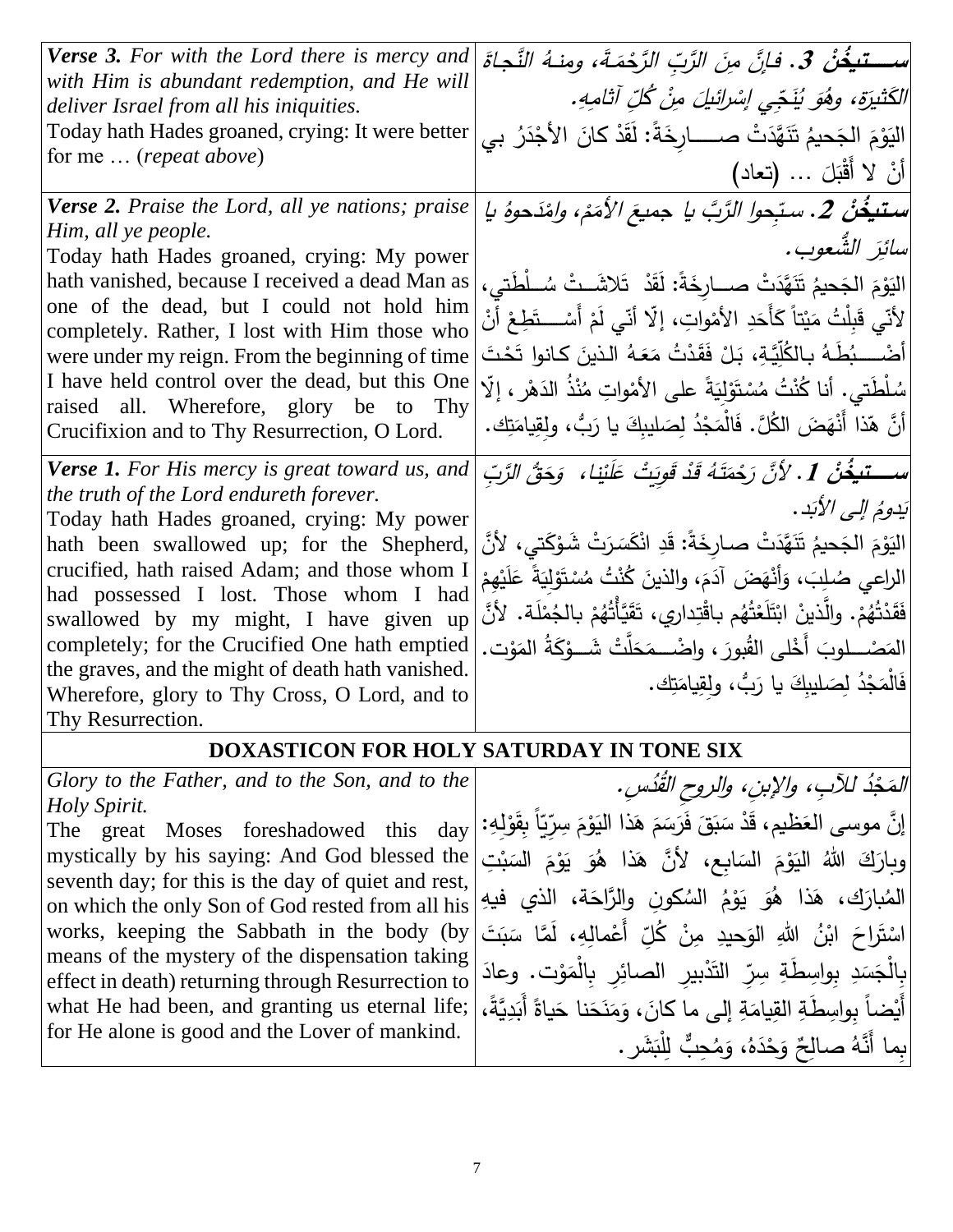| | |
|---|---|
| ***Verse 3.*** *For with the Lord there is mercy and with Him is abundant redemption, and He will deliver Israel from all his iniquities.*<br>Today hath Hades groaned, crying: It were better for me … (*repeat above*) | ***ستيخُنْ 3.*** *فإنَّ مِنَ الرَّبِ الرَّحمَةَ، ومنهُ النَّجاةَ الكَثيرَة، وهُوَ يُنَجّي إسْرائيلَ مِنْ كُلِّ آثامِهِ.*<br>اليَوْمَ الجَحيمُ تَنَهَّدَتْ صارِخَةً: لَقَدْ كانَ الأجْدَرُ بي أنْ لا أَقْبَلَ … (تعاد) |
| ***Verse 2.*** *Praise the Lord, all ye nations; praise Him, all ye people.*<br>Today hath Hades groaned, crying: My power hath vanished, because I received a dead Man as one of the dead, but I could not hold him completely. Rather, I lost with Him those who were under my reign. From the beginning of time I have held control over the dead, but this One raised all. Wherefore, glory be to Thy Crucifixion and to Thy Resurrection, O Lord. | ***ستيخُنْ 2.*** *سبّحوا الرَّبَّ يا جميعَ الأمَمْ، وامْدَحوهُ يا سائرَ الشُّعوب.*<br>اليَوْمَ الجَحيمُ تَنَهَّدَتْ صارِخَةً: لَقَدْ تَلاشَتْ سُلْطَتي، لأنّي قَبِلْتُ مَيْتاً كَأَحَدِ الأمْواتِ، إلّا أنّي لَمْ أَسْتَطِعْ أنْ أضْبُطَهُ بالكُلِّيَّةِ، بَلْ فَقَدْتُ مَعَهُ الذينَ كانوا تَحْتَ سُلْطَتي. أنا كُنْتُ مُسْتَوْلِيَةً على الأمْواتِ مُنْذُ الدَهْرِ، إلّا أنَّ هَذا أَنْهَضَ الكُلَّ. فَالْمَجْدُ لِصَليبِكَ يا رَبُّ، ولِقِيامَتِك. |
| ***Verse 1.*** *For His mercy is great toward us, and the truth of the Lord endureth forever.*<br>Today hath Hades groaned, crying: My power hath been swallowed up; for the Shepherd, crucified, hath raised Adam; and those whom I had possessed I lost. Those whom I had swallowed by my might, I have given up completely; for the Crucified One hath emptied the graves, and the might of death hath vanished. Wherefore, glory to Thy Cross, O Lord, and to Thy Resurrection. | ***ستيخُنْ 1.*** *لأنَّ رَحْمَتَهُ قَدْ قَوِيَتْ عَلَيْنا، وَحَقُّ الرَّبِّ يَدومُ إلى الأبَد.*<br>اليَوْمَ الجَحيمُ تَنَهَّدَتْ صارِخَةً: قَدِ انْكَسَرَتْ شَوْكَتي، لأنَّ الراعي صُلِبَ، وَأَنْهَضَ آدَمَ، والذينَ كُنْتُ مُسْتَوْلِيَةً عَلَيْهِمْ فَقَدْتُهُمْ. والَّذينْ ابْتَلَعْتُهُم باقْتِداري، تَقَيَّأْتُهُمْ بالجُمْلَة. لأنَّ المَصْلوبَ أَخْلى القُبورَ، واضْمَحَلَّتْ شَوْكَةُ المَوْت. فَالْمَجْدُ لِصَليبِكَ يا رَبُّ، ولِقِيامَتِك. |

## DOXASTICON FOR HOLY SATURDAY IN TONE SIX

| | |
|---|---|
| *Glory to the Father, and to the Son, and to the Holy Spirit.*<br>The great Moses foreshadowed this day mystically by his saying: And God blessed the seventh day; for this is the day of quiet and rest, on which the only Son of God rested from all his works, keeping the Sabbath in the body (by means of the mystery of the dispensation taking effect in death) returning through Resurrection to what He had been, and granting us eternal life; for He alone is good and the Lover of mankind. | *المَجْدُ للآبِ، والإبنِ، والروحِ القُدُس.*<br>إنَّ موسى العَظيم، قَدْ سَبَقَ فَرَسَمَ هَذا اليَوْمَ سِرّياً بِقَوْلِهِ: وبارَكَ اللهُ اليَوْمَ السَابِع، لأنَّ هَذا هُوَ يَوْمَ السَبْتِ المُبارَك، هَذا هُوَ يَوْمُ السُكونِ والرَّاحَة، الذي فيهِ اسْتَراحَ ابْنُ اللهِ الوَحيدِ مِنْ كُلِّ أَعْمالِهِ، لَمَّا سَبَتَ بِالْجَسَدِ بواسِطَةِ سِرّ التَدْبيرِ الصائرِ بِالْمَوْت. وعادَ أَيْضاً بواسِطَةِ القِيامَةِ إلى ما كانَ، وَمَنَحَنا حَياةً أَبَدِيَّةً، بِما أَنَّهُ صالِحٌ وَحْدَهُ، وَمُحِبٌّ لِلْبَشَر. |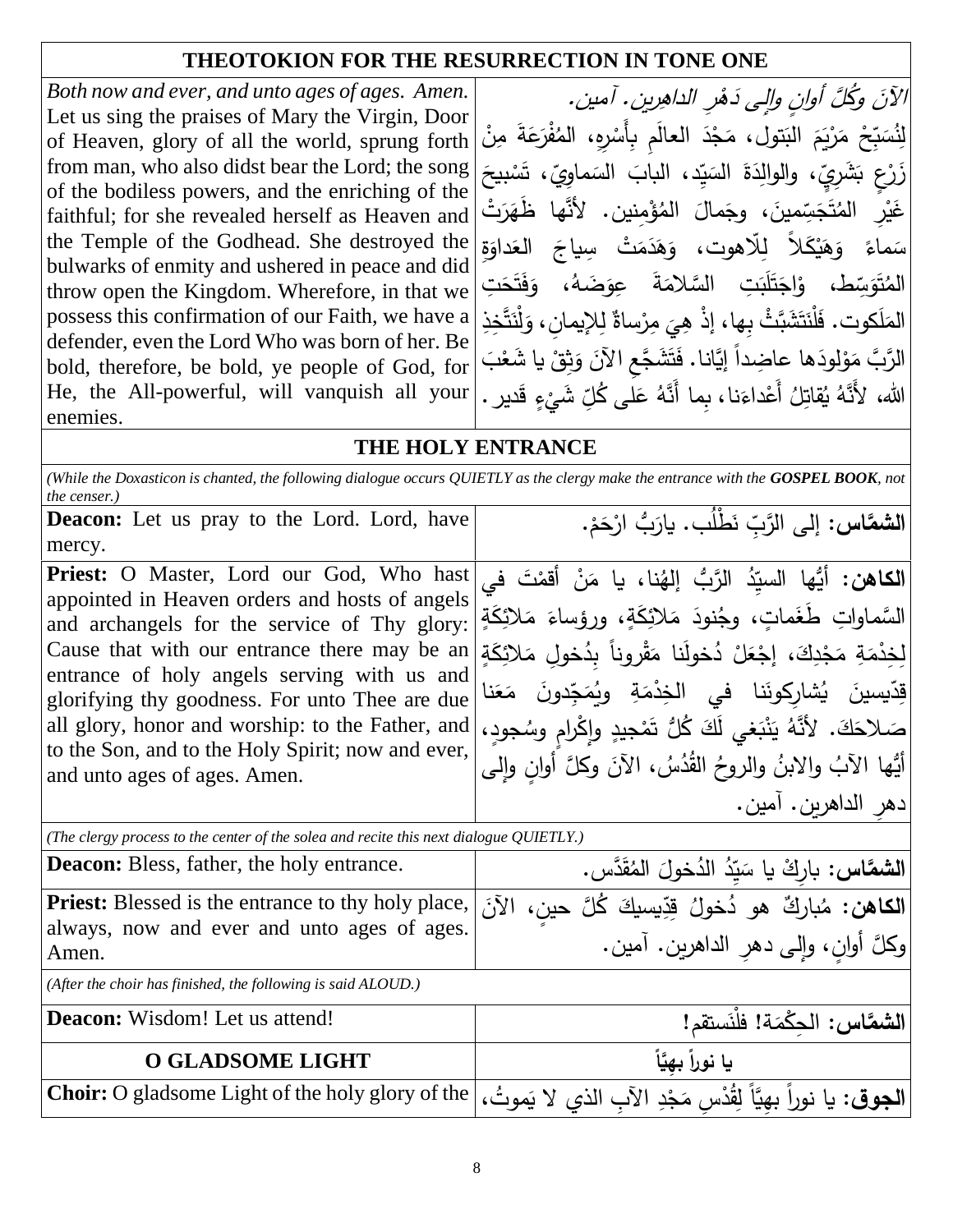| THEOTOKION FOR THE RESURRECTION IN TONE ONE | |
|---|---|
| *Both now and ever, and unto ages of ages. Amen.* Let us sing the praises of Mary the Virgin, Door of Heaven, glory of all the world, sprung forth from man, who also didst bear the Lord; the song of the bodiless powers, and the enriching of the faithful; for she revealed herself as Heaven and the Temple of the Godhead. She destroyed the bulwarks of enmity and ushered in peace and did throw open the Kingdom. Wherefore, in that we possess this confirmation of our Faith, we have a defender, even the Lord Who was born of her. Be bold, therefore, be bold, ye people of God, for He, the All-powerful, will vanquish all your enemies. | *الآنَ وكُلَّ أوانٍ وإلى دَهْرِ الداهِرين. آمين.* لِنُسَبِّحْ مَرْيَمَ البَتول، مَجْدَ العالَمِ بِأَسْرِهِ، المُفْرَعَةَ مِنْ زَرْعٍ بَشَرِيٍّ، والوالِدَةَ السَيِّد، البابَ السَماوِيّ، تَسْبيحَ غَيْرِ المُتَجَسِّمينَ، وجَمالَ المُؤْمِنين. لأنَّها ظَهَرَتْ سَماءً وَهَيْكَلاً لِلّاهوت، وَهَدَمَتْ سِياجَ العَداوَةِ المُتَوَسِّط، وَاجْتَلَبَتِ السَّلامَةَ عِوَضَهُ، وَفَتَحَتِ المَلَكوت. فَلْنَتَشَبَّثْ بِها، إذْ هِيَ مِرْساةٌ لِلإيمانِ، وَلْنَتَّخِذِ الرَّبَّ مَوْلودَها عاضِداً إيَّانا. فَتَشَجَّعِ الآنَ وَثِقْ يا شَعْبَ الله، لأَنَّهُ يُقاتِلُ أَعْداءَنا، بِما أَنَّهُ عَلى كُلِّ شَيْءٍ قَدير. |
| **THE HOLY ENTRANCE** | |
| *(While the Doxasticon is chanted, the following dialogue occurs QUIETLY as the clergy make the entrance with the **GOSPEL BOOK**, not the censer.)* | |
| **Deacon:** Let us pray to the Lord. Lord, have mercy. | **الشمَّاس:** إلى الرَّبِّ نَطْلُب. يارَبُّ ارْحَمْ. |
| **Priest:** O Master, Lord our God, Who hast appointed in Heaven orders and hosts of angels and archangels for the service of Thy glory: Cause that with our entrance there may be an entrance of holy angels serving with us and glorifying thy goodness. For unto Thee are due all glory, honor and worship: to the Father, and to the Son, and to the Holy Spirit; now and ever, and unto ages of ages. Amen. | **الكاهن:** أيُّها السيِّدُ الرَّبُّ إلهُنا، يا مَنْ أقمْتَ في السَّماواتِ طَغَماتٍ، وجُنودَ مَلائِكَةٍ، ورؤساءَ مَلائِكَةٍ لِخِدْمَةِ مَجْدِكَ، إجْعَلْ دُخولَنا مَقْروناً بِدُخولِ مَلائِكَةٍ قِدّيسينَ يُشارِكونَنا في الخِدْمَةِ ويُمَجِّدونَ مَعَنا صَلاحَكَ. لأنَّهُ يَنْبَغي لَكَ كُلُّ تَمْجيدٍ وإكْرامٍ وسُجودٍ، أيُّها الآبُ والابنُ والروحُ القُدُسُ، الآنَ وكلَّ أوانٍ وإلى دهرِ الداهرين. آمين. |
| *(The clergy process to the center of the solea and recite this next dialogue QUIETLY.)* | |
| **Deacon:** Bless, father, the holy entrance. | **الشمَّاس:** بارِكْ يا سَيِّدُ الدُخولَ المُقَدَّس. |
| **Priest:** Blessed is the entrance to thy holy place, always, now and ever and unto ages of ages. Amen. | **الكاهن:** مُباركٌ هو دُخولُ قِدِّيسيكَ كُلَّ حينٍ، الآنَ وكلَّ أوانٍ، وإلى دهرِ الداهرين. آمين. |
| *(After the choir has finished, the following is said ALOUD.)* | |
| **Deacon:** Wisdom! Let us attend! | **الشمَّاس:** الحِكْمَة! فلْنَستقم! |
| **O GLADSOME LIGHT** | **يا نوراً بهيَّاً** |
| **Choir:** O gladsome Light of the holy glory of the | **الجوق:** يا نوراً بهيَّاً لِقُدْسِ مَجْدِ الآبِ الذي لا يَموتُ، |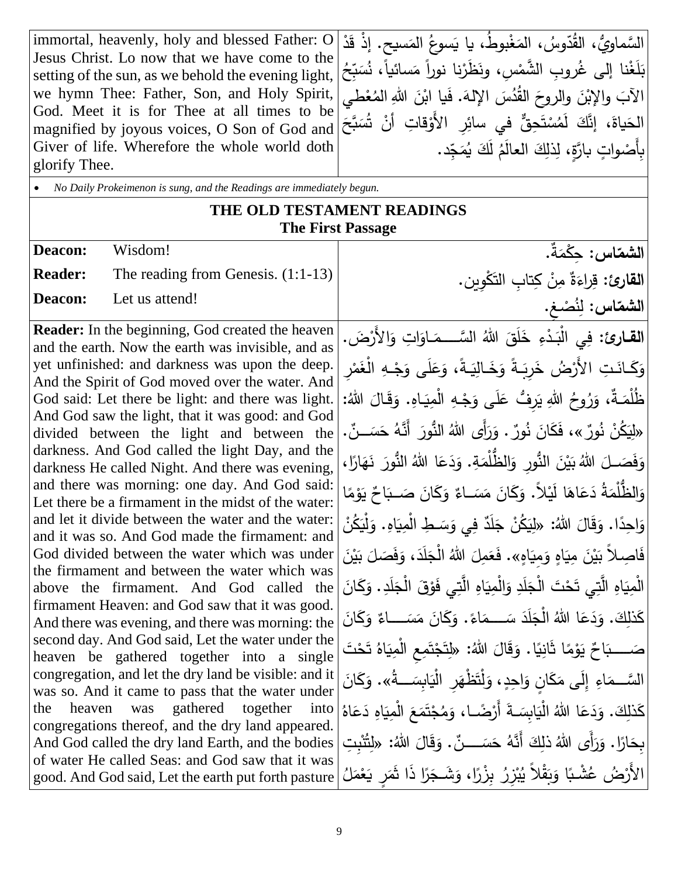| | |
|---|---|
| immortal, heavenly, holy and blessed Father: O Jesus Christ. Lo now that we have come to the setting of the sun, as we behold the evening light, we hymn Thee: Father, Son, and Holy Spirit, God. Meet it is for Thee at all times to be magnified by joyous voices, O Son of God and Giver of life. Wherefore the whole world doth glorify Thee. | السَّماويُّ، القُدّوسُ، المَغْبوطُ، يا يَسوعُ المَسيح. إذْ قَدْ بَلَغْنا إلى غُروبِ الشَّمْسِ، ونَظَرْنا نوراً مَسائياً، نُسَبِّحُ الآبَ والإبْنَ والروحَ القُدُسَ الإلهَ. فَيا ابْنَ اللهِ المُعْطي الحَياةَ، إنَّكَ لَمُسْتَحِقٌّ في سائِرِ الأَوْقاتِ أنْ تُسَبَّحَ بِأَصْواتٍ بارَّةٍ، لِذلِكَ العالَمُ لَكَ يُمَجِّد. |

- *No Daily Prokeimenon is sung, and the Readings are immediately begun.*

## THE OLD TESTAMENT READINGS
### The First Passage

| | |
|---|---|
| **Deacon:** Wisdom! | **الشمّاس:** حِكْمَةٌ. |
| **Reader:** The reading from Genesis. (1:1-13) | **القارئ:** قِراءَةٌ مِنْ كِتابِ التَكْوِين. |
| **Deacon:** Let us attend! | **الشمّاس:** لِنُصْغِ. |
| **Reader:** In the beginning, God created the heaven and the earth. Now the earth was invisible, and as yet unfinished: and darkness was upon the deep. And the Spirit of God moved over the water. And God said: Let there be light: and there was light. And God saw the light, that it was good: and God divided between the light and between the darkness. And God called the light Day, and the darkness He called Night. And there was evening, and there was morning: one day. And God said: Let there be a firmament in the midst of the water: and let it divide between the water and the water: and it was so. And God made the firmament: and God divided between the water which was under the firmament and between the water which was above the firmament. And God called the firmament Heaven: and God saw that it was good. And there was evening, and there was morning: the second day. And God said, Let the water under the heaven be gathered together into a single congregation, and let the dry land be visible: and it was so. And it came to pass that the water under the heaven was gathered together into congregations thereof, and the dry land appeared. And God called the dry land Earth, and the bodies of water He called Seas: and God saw that it was good. And God said, Let the earth put forth pasture | **القارئ:** فِي الْبَدْءِ خَلَقَ اللهُ السَّمَاوَاتِ وَالأَرْضَ. وَكَانَتِ الأَرْضُ خَرِبَةً وَخَالِيَةً، وَعَلَى وَجْهِ الْغَمْرِ ظُلْمَةٌ، وَرُوحُ اللهِ يَرِفُّ عَلَى وَجْهِ الْمِيَاهِ. وَقَالَ اللهُ: «لِيَكُنْ نُورٌ»، فَكَانَ نُورٌ. وَرَأَى اللهُ النُّورَ أَنَّهُ حَسَنٌ. وَفَصَلَ اللهُ بَيْنَ النُّورِ وَالظُّلْمَةِ. وَدَعَا اللهُ النُّورَ نَهَارًا، وَالظُّلْمَةُ دَعَاهَا لَيْلاً. وَكَانَ مَسَاءٌ وَكَانَ صَبَاحٌ يَوْمًا وَاحِدًا. وَقَالَ اللهُ: «لِيَكُنْ جَلَدٌ فِي وَسَطِ الْمِيَاهِ. وَلْيَكُنْ فَاصِلاً بَيْنَ مِيَاهٍ وَمِيَاهٍ». فَعَمِلَ اللهُ الْجَلَدَ، وَفَصَلَ بَيْنَ الْمِيَاهِ الَّتِي تَحْتَ الْجَلَدِ وَالْمِيَاهِ الَّتِي فَوْقَ الْجَلَدِ. وَكَانَ كَذلِكَ. وَدَعَا اللهُ الْجَلَدَ سَمَاءً. وَكَانَ مَسَاءٌ وَكَانَ صَبَاحٌ يَوْمًا ثَانِيًا. وَقَالَ اللهُ: «لِتَجْتَمِعِ الْمِيَاهُ تَحْتَ السَّمَاءِ إِلَى مَكَانٍ وَاحِدٍ، وَلْتَظْهَرِ الْيَابِسَةُ». وَكَانَ كَذلِكَ. وَدَعَا اللهُ الْيَابِسَةَ أَرْضًا، وَمُجْتَمَعَ الْمِيَاهِ دَعَاهُ بِحَارًا. وَرَأَى اللهُ ذلِكَ أَنَّهُ حَسَنٌ. وَقَالَ اللهُ: «لِتُنْبِتِ الأَرْضُ عُشْبًا وَبَقْلاً يُبْزِرُ بِزْرًا، وَشَجَرًا ذَا ثَمَرٍ يَعْمَلُ |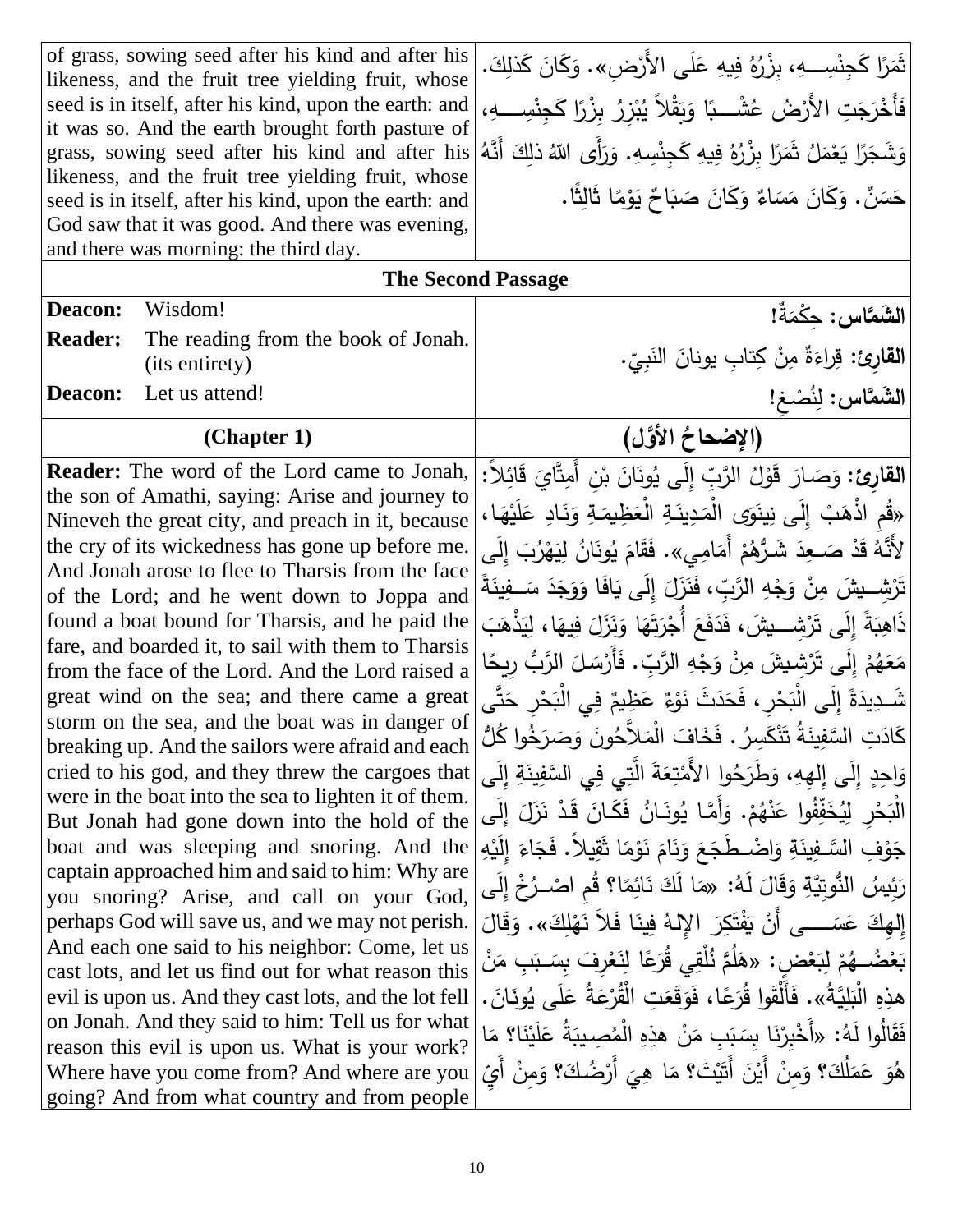| | |
|---|---|
| of grass, sowing seed after his kind and after his likeness, and the fruit tree yielding fruit, whose seed is in itself, after his kind, upon the earth: and it was so. And the earth brought forth pasture of grass, sowing seed after his kind and after his likeness, and the fruit tree yielding fruit, whose seed is in itself, after his kind, upon the earth: and God saw that it was good. And there was evening, and there was morning: the third day. | ثَمَرًا كَجِنْسِـــهِ، بِزْرُهُ فِيهِ عَلَى الأَرْضِ». وَكَانَ كَذلِكَ. فَأَخْرَجَتِ الأَرْضُ عُشْـــبًا وَبَقْلاً يُبْزِرُ بِزْرًا كَجِنْسِـــهِ، وَشَجَرًا يَعْمَلُ ثَمَرًا بِزْرُهُ فِيهِ كَجِنْسِهِ. وَرَأَى اللهُ ذلِكَ أَنَّهُ حَسَنٌ. وَكَانَ مَسَاءٌ وَكَانَ صَبَاحٌ يَوْمًا ثَالِثًا. |
| **The Second Passage** | |
| **Deacon:** Wisdom! | **الشَمَّاس:** حِكْمَةٌ! |
| **Reader:** The reading from the book of Jonah. (its entirety) | **القارئ:** قِراءَةٌ مِنْ كِتابِ يونانَ النَبِيّ. |
| **Deacon:** Let us attend! | **الشَمَّاس:** لِنُصْغِ! |
| **(Chapter 1)** | **(الإِصْحاحُ الأوَّل)** |
| **Reader:** The word of the Lord came to Jonah, the son of Amathi, saying: Arise and journey to Nineveh the great city, and preach in it, because the cry of its wickedness has gone up before me. And Jonah arose to flee to Tharsis from the face of the Lord; and he went down to Joppa and found a boat bound for Tharsis, and he paid the fare, and boarded it, to sail with them to Tharsis from the face of the Lord. And the Lord raised a great wind on the sea; and there came a great storm on the sea, and the boat was in danger of breaking up. And the sailors were afraid and each cried to his god, and they threw the cargoes that were in the boat into the sea to lighten it of them. But Jonah had gone down into the hold of the boat and was sleeping and snoring. And the captain approached him and said to him: Why are you snoring? Arise, and call on your God, perhaps God will save us, and we may not perish. And each one said to his neighbor: Come, let us cast lots, and let us find out for what reason this evil is upon us. And they cast lots, and the lot fell on Jonah. And they said to him: Tell us for what reason this evil is upon us. What is your work? Where have you come from? And where are you going? And from what country and from people | **القارئ:** وَصَارَ قَوْلُ الرَّبِّ إِلَى يُونَانَ بْنِ أَمِتَّايَ قَائِلاً: «قُمِ اذْهَبْ إِلَى نِينَوَى الْمَدِينَةِ الْعَظِيمَةِ وَنَادِ عَلَيْهَا، لأَنَّهُ قَدْ صَعِدَ شَرُّهُمْ أَمَامِي». فَقَامَ يُونَانُ لِيَهْرُبَ إِلَى تَرْشِيشَ مِنْ وَجْهِ الرَّبِّ، فَنَزَلَ إِلَى يَافَا وَوَجَدَ سَفِينَةً ذَاهِبَةً إِلَى تَرْشِيشَ، فَدَفَعَ أُجْرَتَهَا وَنَزَلَ فِيهَا، لِيَذْهَبَ مَعَهُمْ إِلَى تَرْشِيشَ مِنْ وَجْهِ الرَّبِّ. فَأَرْسَلَ الرَّبُّ رِيحًا شَدِيدَةً إِلَى الْبَحْرِ، فَحَدَثَ نَوْءٌ عَظِيمٌ فِي الْبَحْرِ حَتَّى كَادَتِ السَّفِينَةُ تَنْكَسِرُ. فَخَافَ الْمَلاَّحُونَ وَصَرَخُوا كُلُّ وَاحِدٍ إِلَى إِلهِهِ، وَطَرَحُوا الأَمْتِعَةَ الَّتِي فِي السَّفِينَةِ إِلَى الْبَحْرِ لِيُخَفِّفُوا عَنْهُمْ. وَأَمَّا يُونَانُ فَكَانَ قَدْ نَزَلَ إِلَى جَوْفِ السَّفِينَةِ وَاضْطَجَعَ وَنَامَ نَوْمًا ثَقِيلاً. فَجَاءَ إِلَيْهِ رَئِيسُ النُّوتِيَّةِ وَقَالَ لَهُ: «مَا لَكَ نَائِمًا؟ قُمِ اصْرُخْ إِلَى إِلهِكَ عَسَى أَنْ يَفْتَكِرَ الإِلهُ فِينَا فَلاَ نَهْلِكَ». وَقَالَ بَعْضُهُمْ لِبَعْضٍ: «هَلُمَّ نُلْقِي قُرَعًا لِنَعْرِفَ بِسَبَبِ مَنْ هذِهِ الْبَلِيَّةُ». فَأَلْقَوْا قُرَعًا، فَوَقَعَتِ الْقُرْعَةُ عَلَى يُونَانَ. فَقَالُوا لَهُ: «أَخْبِرْنَا بِسَبَبِ مَنْ هذِهِ الْمُصِيبَةُ عَلَيْنَا؟ مَا هُوَ عَمَلُكَ؟ وَمِنْ أَيْنَ أَتَيْتَ؟ مَا هِيَ أَرْضُكَ؟ وَمِنْ أَيِّ |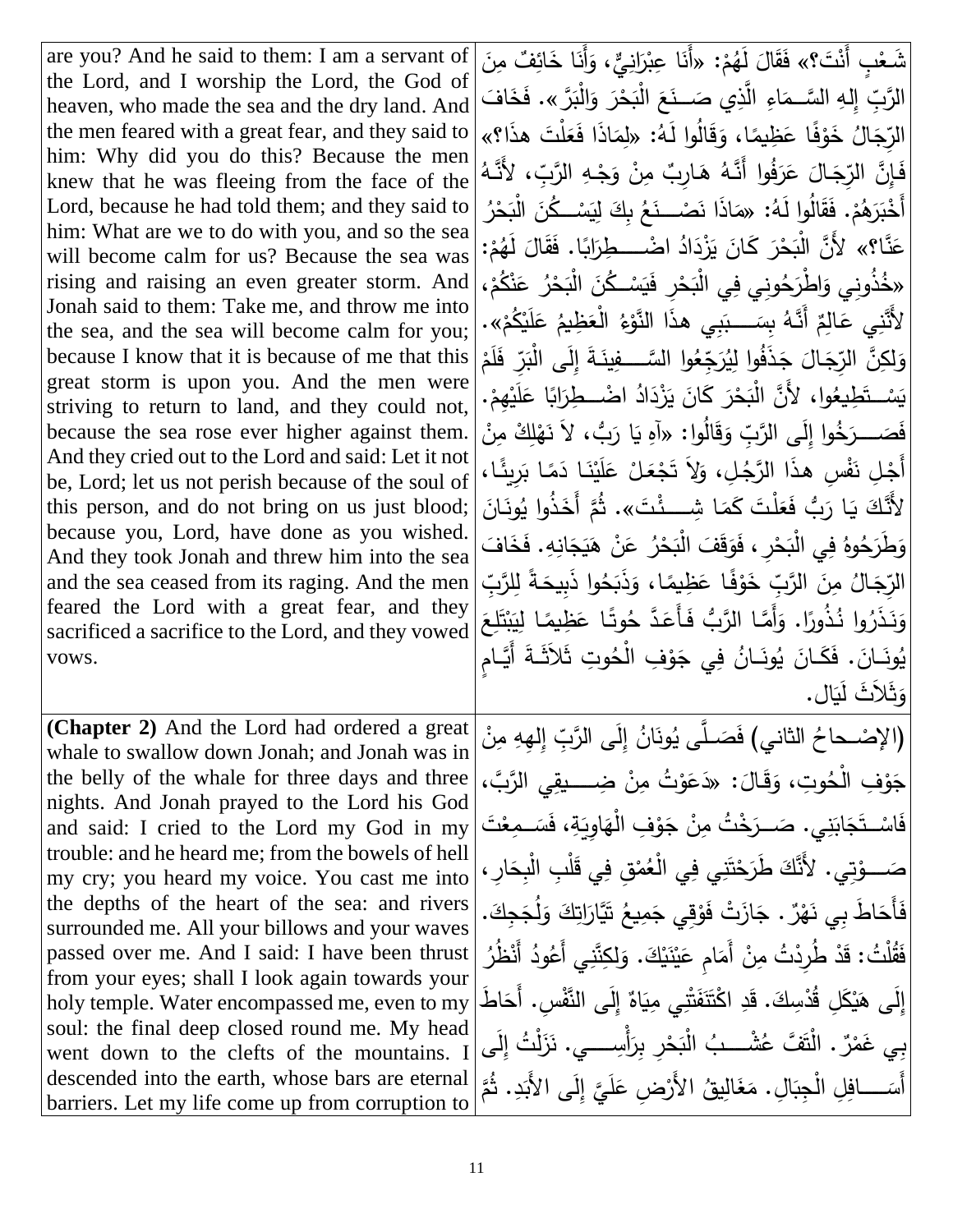| | |
|---|---|
| are you? And he said to them: I am a servant of the Lord, and I worship the Lord, the God of heaven, who made the sea and the dry land. And the men feared with a great fear, and they said to him: Why did you do this? Because the men knew that he was fleeing from the face of the Lord, because he had told them; and they said to him: What are we to do with you, and so the sea will become calm for us? Because the sea was rising and raising an even greater storm. And Jonah said to them: Take me, and throw me into the sea, and the sea will become calm for you; because I know that it is because of me that this great storm is upon you. And the men were striving to return to land, and they could not, because the sea rose ever higher against them. And they cried out to the Lord and said: Let it not be, Lord; let us not perish because of the soul of this person, and do not bring on us just blood; because you, Lord, have done as you wished. And they took Jonah and threw him into the sea and the sea ceased from its raging. And the men feared the Lord with a great fear, and they sacrificed a sacrifice to the Lord, and they vowed vows. | شَعْبٍ أَنْتَ؟» فَقَالَ لَهُمْ: «أَنَا عِبْرَانِيٌّ، وَأَنَا خَائِفٌ مِنَ الرَّبِّ إِلهِ السَّمَاءِ الَّذِي صَنَعَ الْبَحْرَ وَالْبَرَّ». فَخَافَ الرِّجَالُ خَوْفًا عَظِيمًا، وَقَالُوا لَهُ: «لِمَاذَا فَعَلْتَ هذَا؟» فَإِنَّ الرِّجَالَ عَرَفُوا أَنَّهُ هَارِبٌ مِنْ وَجْهِ الرَّبِّ، لأَنَّهُ أَخْبَرَهُمْ. فَقَالُوا لَهُ: «مَاذَا نَصْنَعُ بِكَ لِيَسْكُنَ الْبَحْرُ عَنَّا؟» لأَنَّ الْبَحْرَ كَانَ يَزْدَادُ اضْطِرَابًا. فَقَالَ لَهُمْ: «خُذُونِي وَاطْرَحُونِي فِي الْبَحْرِ فَيَسْكُنَ الْبَحْرُ عَنْكُمْ، لأَنَّنِي عَالِمٌ أَنَّهُ بِسَبَبِي هذَا النَّوْءُ الْعَظِيمُ عَلَيْكُمْ». وَلكِنَّ الرِّجَالَ جَذَفُوا لِيُرَجِّعُوا السَّفِينَةَ إِلَى الْبَرِّ فَلَمْ يَسْتَطِيعُوا، لأَنَّ الْبَحْرَ كَانَ يَزْدَادُ اضْطِرَابًا عَلَيْهِمْ. فَصَرَخُوا إِلَى الرَّبِّ وَقَالُوا: «آهِ يَا رَبُّ، لاَ نَهْلِكْ مِنْ أَجْلِ نَفْسِ هذَا الرَّجُلِ، وَلاَ تَجْعَلْ عَلَيْنَا دَمًا بَرِيئًا، لأَنَّكَ يَا رَبُّ فَعَلْتَ كَمَا شِئْتَ». ثُمَّ أَخَذُوا يُونَانَ وَطَرَحُوهُ فِي الْبَحْرِ، فَوَقَفَ الْبَحْرُ عَنْ هَيَجَانِهِ. فَخَافَ الرِّجَالُ مِنَ الرَّبِّ خَوْفًا عَظِيمًا، وَذَبَحُوا ذَبِيحَةً لِلرَّبِّ وَنَذَرُوا نُذُورًا. وَأَمَّا الرَّبُّ فَأَعَدَّ حُوتًا عَظِيمًا لِيَبْتَلِعَ يُونَانَ. فَكَانَ يُونَانُ فِي جَوْفِ الْحُوتِ ثَلاَثَةَ أَيَّامٍ وَثَلاَثَ لَيَالٍ. |
| **(Chapter 2)** And the Lord had ordered a great whale to swallow down Jonah; and Jonah was in the belly of the whale for three days and three nights. And Jonah prayed to the Lord his God and said: I cried to the Lord my God in my trouble: and he heard me; from the bowels of hell my cry; you heard my voice. You cast me into the depths of the heart of the sea: and rivers surrounded me. All your billows and your waves passed over me. And I said: I have been thrust from your eyes; shall I look again towards your holy temple. Water encompassed me, even to my soul: the final deep closed round me. My head went down to the clefts of the mountains. I descended into the earth, whose bars are eternal barriers. Let my life come up from corruption to | (الإصْحاحُ الثاني) فَصَلَّى يُونَانُ إِلَى الرَّبِّ إِلهِهِ مِنْ جَوْفِ الْحُوتِ، وَقَالَ: «دَعَوْتُ مِنْ ضِيقِي الرَّبَّ، فَاسْتَجَابَنِي. صَرَخْتُ مِنْ جَوْفِ الْهَاوِيَةِ، فَسَمِعْتَ صَوْتِي. لأَنَّكَ طَرَحْتَنِي فِي الْعُمْقِ فِي قَلْبِ الْبِحَارِ، فَأَحَاطَ بِي نَهْرٌ. جَازَتْ فَوْقِي جَمِيعُ تَيَّارَاتِكَ وَلُجَجِكَ. فَقُلْتُ: قَدْ طُرِدْتُ مِنْ أَمَامِ عَيْنَيْكَ. وَلكِنَّنِي أَعُودُ أَنْظُرُ إِلَى هَيْكَلِ قُدْسِكَ. قَدِ اكْتَنَفَتْنِي مِيَاهٌ إِلَى النَّفْسِ. أَحَاطَ بِي غَمْرٌ. الْتَفَّ عُشْبُ الْبَحْرِ بِرَأْسِي. نَزَلْتُ إِلَى أَسَافِلِ الْجِبَالِ. مَغَالِيقُ الأَرْضِ عَلَيَّ إِلَى الأَبَدِ. ثُمَّ |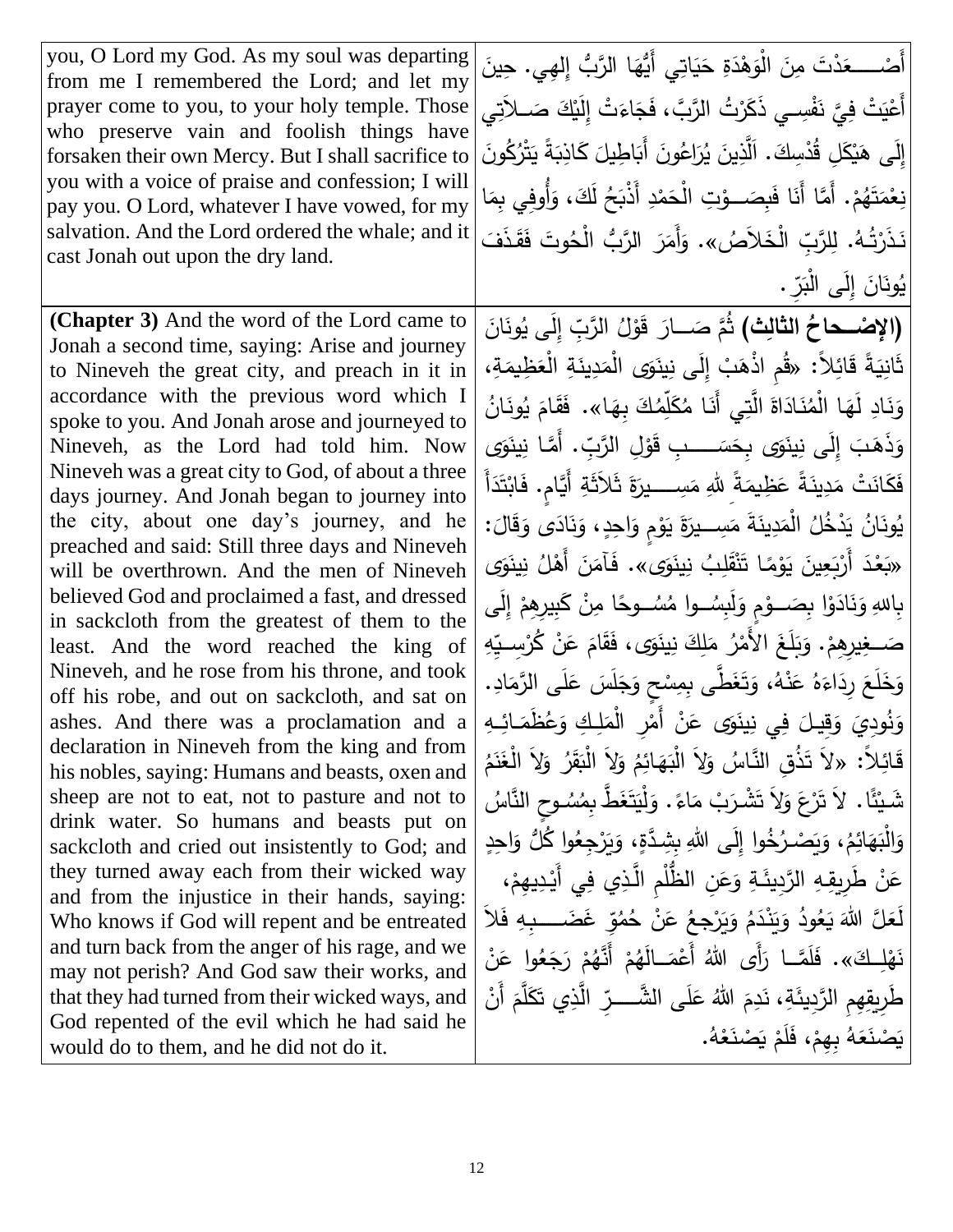| | |
|---|---|
| you, O Lord my God. As my soul was departing from me I remembered the Lord; and let my prayer come to you, to your holy temple. Those who preserve vain and foolish things have forsaken their own Mercy. But I shall sacrifice to you with a voice of praise and confession; I will pay you. O Lord, whatever I have vowed, for my salvation. And the Lord ordered the whale; and it cast Jonah out upon the dry land. | أَصْعَدْتَ مِنَ الْوَهْدَةِ حَيَاتِي أَيُّهَا الرَّبُّ إِلهِي. حِينَ أَعْيَتْ فِيَّ نَفْسِي ذَكَرْتُ الرَّبَّ، فَجَاءَتْ إِلَيْكَ صَلاَتِي إِلَى هَيْكَلِ قُدْسِكَ. اَلَّذِينَ يُرَاعُونَ أَبَاطِيلَ كَاذِبَةً يَتْرُكُونَ نِعْمَتَهُمْ. أَمَّا أَنَا فَبِصَوْتِ الْحَمْدِ أَذْبَحُ لَكَ، وَأُوفِي بِمَا نَذَرْتُهُ. لِلرَّبِّ الْخَلاَصُ». وَأَمَرَ الرَّبُّ الْحُوتَ فَقَذَفَ يُونَانَ إِلَى الْبَرِّ. |
| **(Chapter 3)** And the word of the Lord came to Jonah a second time, saying: Arise and journey to Nineveh the great city, and preach in it in accordance with the previous word which I spoke to you. And Jonah arose and journeyed to Nineveh, as the Lord had told him. Now Nineveh was a great city to God, of about a three days journey. And Jonah began to journey into the city, about one day's journey, and he preached and said: Still three days and Nineveh will be overthrown. And the men of Nineveh believed God and proclaimed a fast, and dressed in sackcloth from the greatest of them to the least. And the word reached the king of Nineveh, and he rose from his throne, and took off his robe, and out on sackcloth, and sat on ashes. And there was a proclamation and a declaration in Nineveh from the king and from his nobles, saying: Humans and beasts, oxen and sheep are not to eat, not to pasture and not to drink water. So humans and beasts put on sackcloth and cried out insistently to God; and they turned away each from their wicked way and from the injustice in their hands, saying: Who knows if God will repent and be entreated and turn back from the anger of his rage, and we may not perish? And God saw their works, and that they had turned from their wicked ways, and God repented of the evil which he had said he would do to them, and he did not do it. | **(الإِصْحاحُ الثالِث)** ثُمَّ صَارَ قَوْلُ الرَّبِّ إِلَى يُونَانَ ثَانِيَةً قَائِلاً: «قُمِ اذْهَبْ إِلَى نِينَوَى الْمَدِينَةِ الْعَظِيمَةِ، وَنَادِ لَهَا الْمُنَادَاةَ الَّتِي أَنَا مُكَلِّمُكَ بِهَا». فَقَامَ يُونَانُ وَذَهَبَ إِلَى نِينَوَى بِحَسَبِ قَوْلِ الرَّبِّ. أَمَّا نِينَوَى فَكَانَتْ مَدِينَةً عَظِيمَةً للهِ مَسِيرَةَ ثَلاَثَةِ أَيَّامٍ. فَابْتَدَأَ يُونَانُ يَدْخُلُ الْمَدِينَةَ مَسِيرَةَ يَوْمٍ وَاحِدٍ، وَنَادَى وَقَالَ: «بَعْدَ أَرْبَعِينَ يَوْمًا تَنْقَلِبُ نِينَوَى». فَآمَنَ أَهْلُ نِينَوَى بِاللهِ وَنَادَوْا بِصَوْمٍ وَلَبِسُوا مُسُوحًا مِنْ كَبِيرِهِمْ إِلَى صَغِيرِهِمْ. وَبَلَغَ الأَمْرُ مَلِكَ نِينَوَى، فَقَامَ عَنْ كُرْسِيِّهِ وَخَلَعَ رِدَاءَهُ عَنْهُ، وَتَغَطَّى بِمِسْحٍ وَجَلَسَ عَلَى الرَّمَادِ. وَنُودِيَ وَقِيلَ فِي نِينَوَى عَنْ أَمْرِ الْمَلِكِ وَعُظَمَائِهِ قَائِلاً: «لاَ تَذُقِ النَّاسُ وَلاَ الْبَهَائِمُ وَلاَ الْبَقَرُ وَلاَ الْغَنَمُ شَيْئًا. لاَ تَرْعَ وَلاَ تَشْرَبْ مَاءً. وَلْيَتَغَطَّ بِمُسُوحٍ النَّاسُ وَالْبَهَائِمُ، وَيَصْرُخُوا إِلَى اللهِ بِشِدَّةٍ، وَيَرْجِعُوا كُلُّ وَاحِدٍ عَنْ طَرِيقِهِ الرَّدِيئَةِ وَعَنِ الظُّلْمِ الَّذِي فِي أَيْدِيهِمْ، لَعَلَّ اللهَ يَعُودُ وَيَنْدَمُ وَيَرْجِعُ عَنْ حُمُوِّ غَضَبِهِ فَلاَ نَهْلِكَ». فَلَمَّا رَأَى اللهُ أَعْمَالَهُمْ أَنَّهُمْ رَجَعُوا عَنْ طَرِيقِهِمِ الرَّدِيئَةِ، نَدِمَ اللهُ عَلَى الشَّرِّ الَّذِي تَكَلَّمَ أَنْ يَصْنَعَهُ بِهِمْ، فَلَمْ يَصْنَعْهُ. |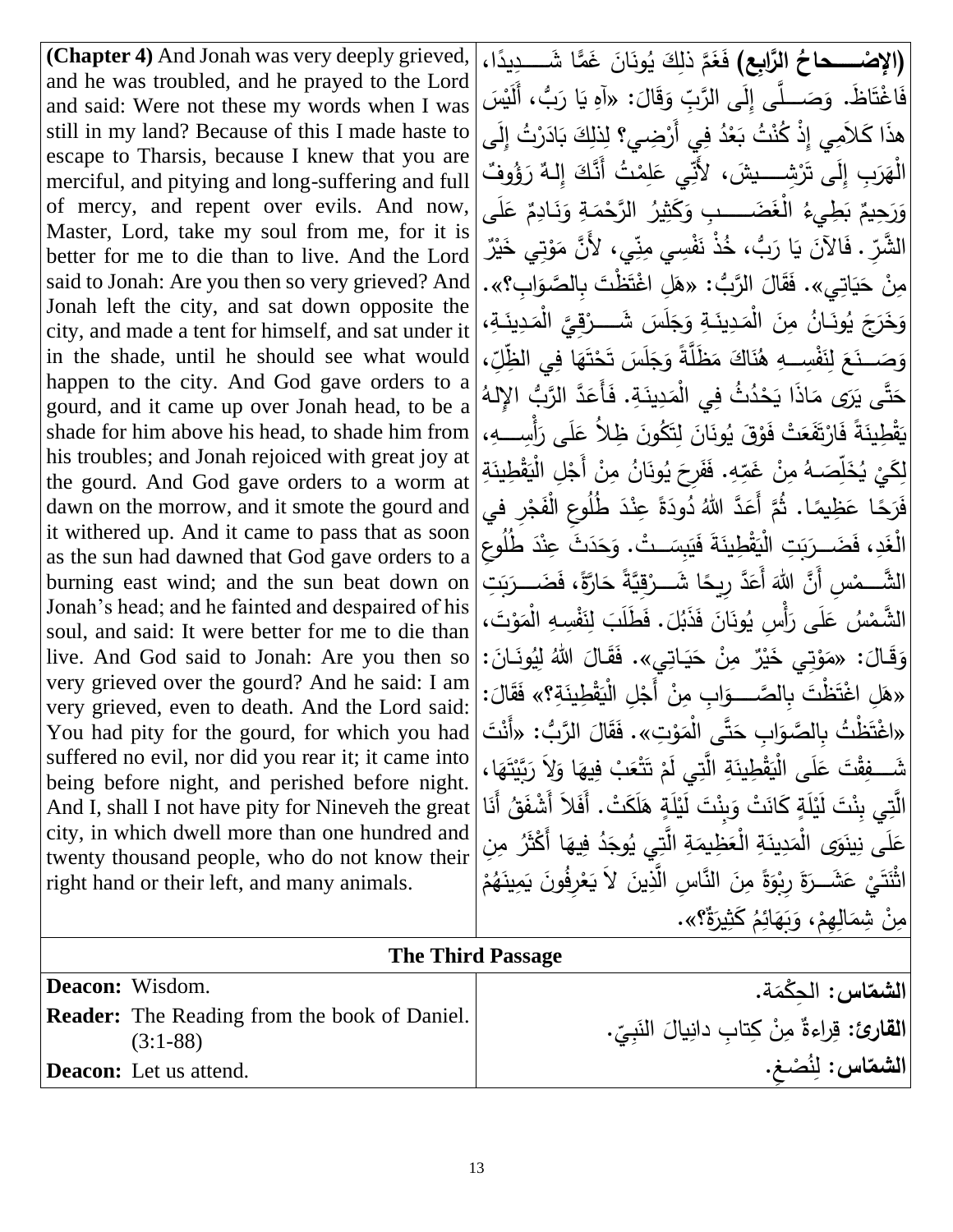| **(Chapter 4)** And Jonah was very deeply grieved, and he was troubled, and he prayed to the Lord and said: Were not these my words when I was still in my land? Because of this I made haste to escape to Tharsis, because I knew that you are merciful, and pitying and long-suffering and full of mercy, and repent over evils. And now, Master, Lord, take my soul from me, for it is better for me to die than to live. And the Lord said to Jonah: Are you then so very grieved? And Jonah left the city, and sat down opposite the city, and made a tent for himself, and sat under it in the shade, until he should see what would happen to the city. And God gave orders to a gourd, and it came up over Jonah head, to be a shade for him above his head, to shade him from his troubles; and Jonah rejoiced with great joy at the gourd. And God gave orders to a worm at dawn on the morrow, and it smote the gourd and it withered up. And it came to pass that as soon as the sun had dawned that God gave orders to a burning east wind; and the sun beat down on Jonah's head; and he fainted and despaired of his soul, and said: It were better for me to die than live. And God said to Jonah: Are you then so very grieved over the gourd? And he said: I am very grieved, even to death. And the Lord said: You had pity for the gourd, for which you had suffered no evil, nor did you rear it; it came into being before night, and perished before night. And I, shall I not have pity for Nineveh the great city, in which dwell more than one hundred and twenty thousand people, who do not know their right hand or their left, and many animals. | **(الإِصْــــحاحُ الرَّابِع)** فَغَمَّ ذلِكَ يُونَانَ غَمًّا شَـــدِيدًا، فَاغْتَاظَ. وَصَـــلَّى إِلَى الرَّبِّ وَقَالَ: «آهِ يَا رَبُّ، أَلَيْسَ هذَا كَلاَمِي إِذْ كُنْتُ بَعْدُ فِي أَرْضِي؟ لِذلِكَ بَادَرْتُ إِلَى الْهَرَبِ إِلَى تَرْشِـــيشَ، لأَنِّي عَلِمْتُ أَنَّكَ إِلهٌ رَؤُوفٌ وَرَحِيمٌ بَطِيءُ الْغَضَـــبِ وَكَثِيرُ الرَّحْمَةِ وَنَادِمٌ عَلَى الشَّرِّ. فَالآنَ يَا رَبُّ، خُذْ نَفْسِي مِنِّي، لأَنَّ مَوْتِي خَيْرٌ مِنْ حَيَاتِي». فَقَالَ الرَّبُّ: «هَلِ اغْتَظْتَ بِالصَّوَابِ؟». وَخَرَجَ يُونَانُ مِنَ الْمَدِينَةِ وَجَلَسَ شَـــرْقِيَّ الْمَدِينَةِ، وَصَـــنَعَ لِنَفْسِـــهِ هُنَاكَ مَظَلَّةً وَجَلَسَ تَحْتَهَا فِي الظِّلِّ، حَتَّى يَرَى مَاذَا يَحْدُثُ فِي الْمَدِينَةِ. فَأَعَدَّ الرَّبُّ الإِلهُ يَقْطِينَةً فَارْتَفَعَتْ فَوْقَ يُونَانَ لِتَكُونَ ظِلاً عَلَى رَأْسِـــهِ، لِكَيْ يُخَلِّصَهُ مِنْ غَمِّهِ. فَفَرِحَ يُونَانُ مِنْ أَجْلِ الْيَقْطِينَةِ فَرَحًا عَظِيمًا. ثُمَّ أَعَدَّ اللهُ دُودَةً عِنْدَ طُلُوعِ الْفَجْرِ فِي الْغَدِ، فَضَـــرَبَتِ الْيَقْطِينَةَ فَيَبِسَـــتْ. وَحَدَثَ عِنْدَ طُلُوعِ الشَّـــمْسِ أَنَّ اللهَ أَعَدَّ رِيحًا شَـــرْقِيَّةً حَارَّةً، فَضَـــرَبَتِ الشَّمْسُ عَلَى رَأْسِ يُونَانَ فَذَبُلَ. فَطَلَبَ لِنَفْسِهِ الْمَوْتَ، وَقَالَ: «مَوْتِي خَيْرٌ مِنْ حَيَاتِي». فَقَالَ اللهُ لِيُونَانَ: «هَلِ اغْتَظْتَ بِالصَّـــوَابِ مِنْ أَجْلِ الْيَقْطِينَةِ؟» فَقَالَ: «اغْتَظْتُ بِالصَّوَابِ حَتَّى الْمَوْتِ». فَقَالَ الرَّبُّ: «أَنْتَ شَـــفِقْتَ عَلَى الْيَقْطِينَةِ الَّتِي لَمْ تَتْعَبْ فِيهَا وَلاَ رَبَّيْتَهَا، الَّتِي بِنْتَ لَيْلَةٍ كَانَتْ وَبِنْتَ لَيْلَةٍ هَلَكَتْ. أَفَلاَ أَشْفَقُ أَنَا عَلَى نِينَوَى الْمَدِينَةِ الْعَظِيمَةِ الَّتِي يُوجَدُ فِيهَا أَكْثَرُ مِنِ اثْنَتَيْ عَشَـــرَةَ رِبْوَةً مِنَ النَّاسِ الَّذِينَ لاَ يَعْرِفُونَ يَمِينَهُمْ مِنْ شِمَالِهِمْ، وَبَهَائِمُ كَثِيرَةٌ؟». |
|---|---|

## The Third Passage

| | |
|---|---|
| **Deacon:** Wisdom. | **الشمّاس:** الحِكْمَة. |
| **Reader:** The Reading from the book of Daniel. (3:1-88) | **القارئ:** قِراءةٌ مِنْ كِتابِ دانِيالَ النَبِيّ. |
| **Deacon:** Let us attend. | **الشمّاس:** لِنُصْغِ. |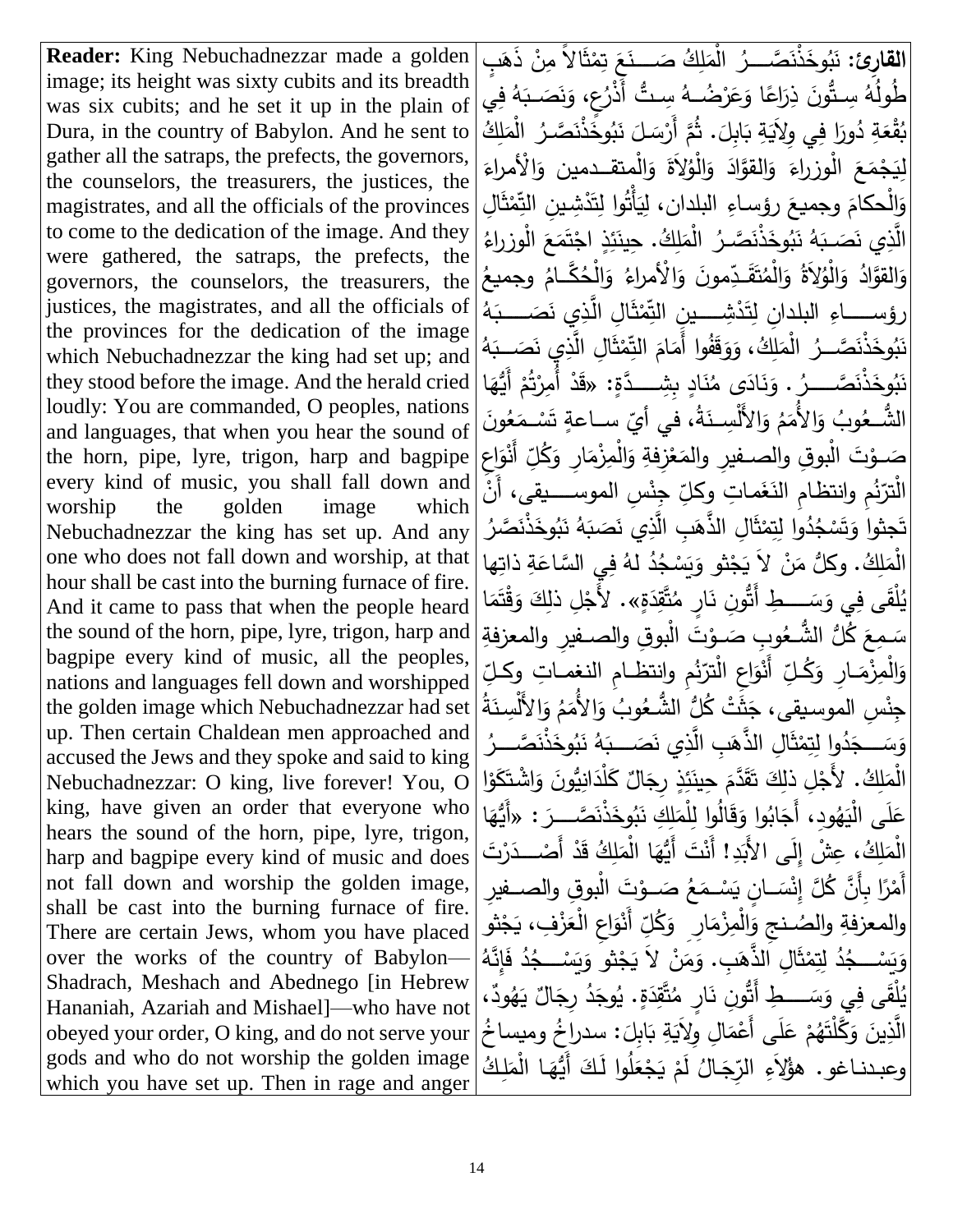| **Reader:** King Nebuchadnezzar made a golden image; its height was sixty cubits and its breadth was six cubits; and he set it up in the plain of Dura, in the country of Babylon. And he sent to gather all the satraps, the prefects, the governors, the counselors, the treasurers, the justices, the magistrates, and all the officials of the provinces to come to the dedication of the image. And they were gathered, the satraps, the prefects, the governors, the counselors, the treasurers, the justices, the magistrates, and all the officials of the provinces for the dedication of the image which Nebuchadnezzar the king had set up; and they stood before the image. And the herald cried loudly: You are commanded, O peoples, nations and languages, that when you hear the sound of the horn, pipe, lyre, trigon, harp and bagpipe every kind of music, you shall fall down and worship the golden image which Nebuchadnezzar the king has set up. And any one who does not fall down and worship, at that hour shall be cast into the burning furnace of fire. And it came to pass that when the people heard the sound of the horn, pipe, lyre, trigon, harp and bagpipe every kind of music, all the peoples, nations and languages fell down and worshipped the golden image which Nebuchadnezzar had set up. Then certain Chaldean men approached and accused the Jews and they spoke and said to king Nebuchadnezzar: O king, live forever! You, O king, have given an order that everyone who hears the sound of the horn, pipe, lyre, trigon, harp and bagpipe every kind of music and does not fall down and worship the golden image, shall be cast into the burning furnace of fire. There are certain Jews, whom you have placed over the works of the country of Babylon—Shadrach, Meshach and Abednego [in Hebrew Hananiah, Azariah and Mishael]—who have not obeyed your order, O king, and do not serve your gods and who do not worship the golden image which you have set up. Then in rage and anger | **القارئ:** نَبُوخَذْنَصَّرُ الْمَلِكُ صَنَعَ تِمْثَالاً مِنْ ذَهَبٍ طُولُهُ سِتُّونَ ذِرَاعًا وَعَرْضُهُ سِتُّ أَذْرُعٍ، وَنَصَبَهُ فِي بُقْعَةِ دُورَا فِي وِلاَيَةِ بَابِلَ. ثُمَّ أَرْسَلَ نَبُوخَذْنَصَّرُ الْمَلِكُ لِيَجْمَعَ الْوزراءَ وَالقوَّادَ وَالْوُلاَةَ وَالْمتقدمين وَالْأمراءَ وَالْحكامَ وجميعَ رؤساءِ البلدان، لِيَأْتُوا لِتَدْشِينِ التِّمْثَالِ الَّذِي نَصَبَهُ نَبُوخَذْنَصَّرُ الْمَلِكُ. حِينَئِذٍ اجْتَمَعَ الْوزراءُ وَالقوَّادُ وَالْوُلاَةُ وَالْمُتَقَدِّمونَ وَالْأمراءُ وَالْحُكَّامُ وجميعُ رؤساءِ البلدانِ لِتَدْشِينِ التِّمْثَالِ الَّذِي نَصَبَهُ نَبُوخَذْنَصَّرُ الْمَلِكُ، وَوَقَفُوا أَمَامَ التِّمْثَالِ الَّذِي نَصَبَهُ نَبُوخَذْنَصَّرُ. وَنَادَى مُنَادٍ بِشِدَّةٍ: «قَدْ أُمِرْتُمْ أَيُّهَا الشُّعُوبُ وَالأُمَمُ وَالأَلْسِنَةُ، في أيّ ساعةٍ تَسْمَعُونَ صَوْتَ الْبوقِ والصفيرِ والمَعْزفةِ وَالْمِزْمَارِ وَكُلِّ أَنْوَاعِ الْتَرنُّمِ وانتظامِ النَغَماتِ وكلِّ جِنْسِ الموسيقى، أَنْ تَجثوا وَتَسْجُدُوا لِتِمْثَالِ الذَّهَبِ الَّذِي نَصَبَهُ نَبُوخَذْنَصَّرُ الْمَلِكُ. وكلُّ مَنْ لاَ يَجْثو وَيَسْجُدُ لهُ فِي السَّاعَةِ ذاتِها يُلْقَى فِي وَسَطِ أَتُّونِ نَارٍ مُتَّقِدَةٍ». لأَجْلِ ذلِكَ وَقْتَمَا سَمِعَ كُلُّ الشُّعُوبِ صَوْتَ الْبوقِ والصفيرِ والمعزفةِ وَالْمِزْمَارِ وَكُلِّ أَنْوَاعِ الْتَرنُّمِ وانتظامِ النغماتِ وكلِّ جِنْسِ الموسيقى، جَثَتْ كُلُّ الشُّعُوبُ وَالأُمَمُ وَالأَلْسِنَةُ وَسَجَدُوا لِتِمْثَالِ الذَّهَبِ الَّذِي نَصَبَهُ نَبُوخَذْنَصَّرُ الْمَلِكُ. لأَجْلِ ذلِكَ حِينَئِذٍ تَقَدَّمَ رِجَالٌ كَلْدَانِيُّونَ وَاشْتَكَوْا عَلَى الْيَهُودِ، أَجَابُوا وَقَالُوا لِلْمَلِكِ نَبُوخَذْنَصَّرَ: «أَيُّهَا الْمَلِكُ، عِشْ إِلَى الأَبَدِ! أَنْتَ أَيُّهَا الْمَلِكُ قَدْ أَصْدَرْتَ أَمْرًا بِأَنَّ كُلَّ إِنْسَانٍ يَسْمَعُ صَوْتَ الْبوقِ والصفيرِ والمعزفةِ والصُنجِ وَالْمِزْمَارِ وَكُلِّ أَنْوَاعِ الْعَزْفِ، يَجْثو وَيَسْجُدُ لِتِمْثَالِ الذَّهَبِ. وَمَنْ لاَ يَجْثو وَيَسْجُدُ فَإِنَّهُ يُلْقَى فِي وَسَطِ أَتُّونِ نَارٍ مُتَّقِدَةٍ. يُوجَدُ رِجَالٌ يَهُودٌ، الَّذِينَ وَكَّلْتَهُمْ عَلَى أَعْمَالِ وِلاَيَةِ بَابِلَ: سدراخُ وميساخُ وعبدناغو. هؤُلاَءِ الرِّجَالُ لَمْ يَجْعَلُوا لَكَ أَيُّهَا الْمَلِكُ |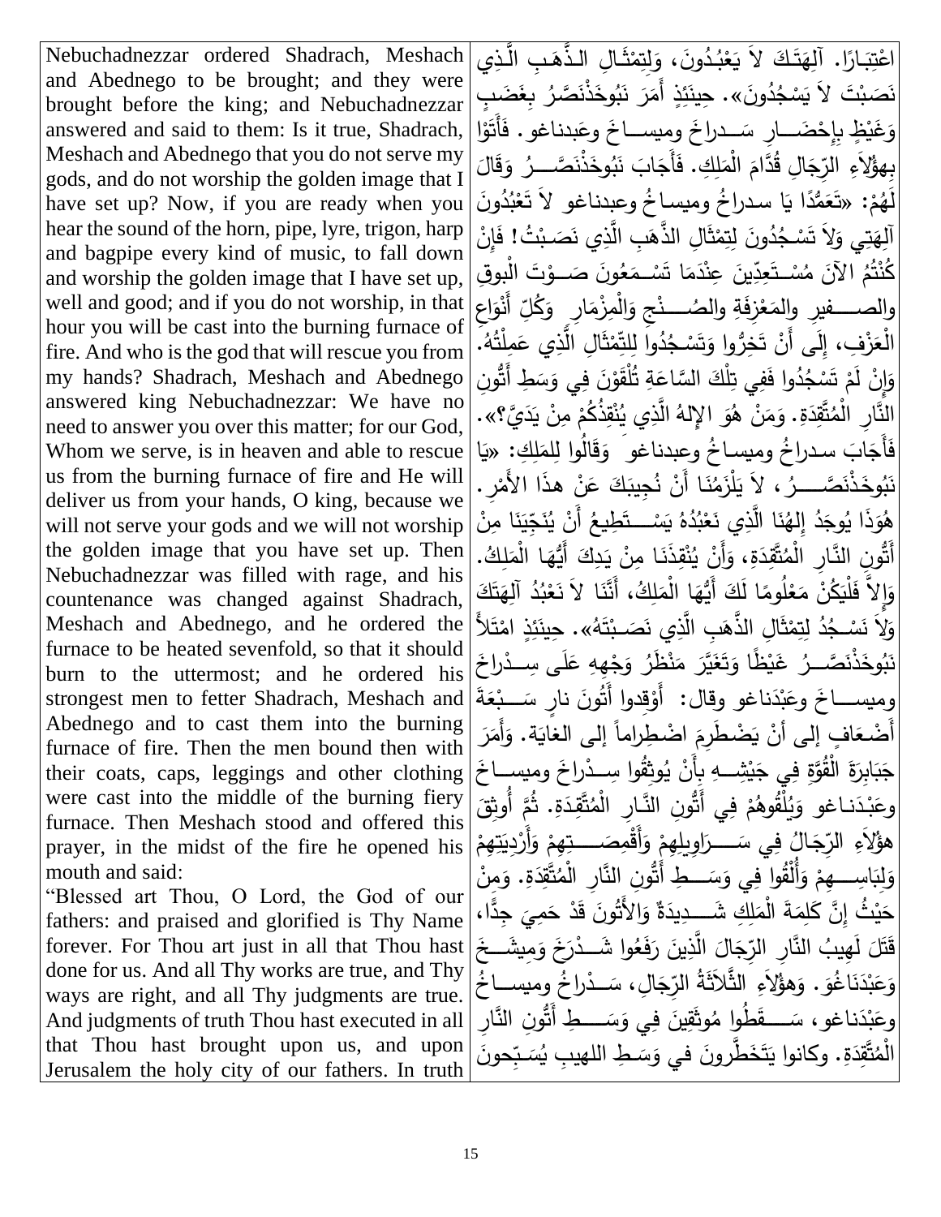Nebuchadnezzar ordered Shadrach, Meshach and Abednego to be brought; and they were brought before the king; and Nebuchadnezzar answered and said to them: Is it true, Shadrach, Meshach and Abednego that you do not serve my gods, and do not worship the golden image that I have set up? Now, if you are ready when you hear the sound of the horn, pipe, lyre, trigon, harp and bagpipe every kind of music, to fall down and worship the golden image that I have set up, well and good; and if you do not worship, in that hour you will be cast into the burning furnace of fire. And who is the god that will rescue you from my hands? Shadrach, Meshach and Abednego answered king Nebuchadnezzar: We have no need to answer you over this matter; for our God, Whom we serve, is in heaven and able to rescue us from the burning furnace of fire and He will deliver us from your hands, O king, because we will not serve your gods and we will not worship the golden image that you have set up. Then Nebuchadnezzar was filled with rage, and his countenance was changed against Shadrach, Meshach and Abednego, and he ordered the furnace to be heated sevenfold, so that it should burn to the uttermost; and he ordered his strongest men to fetter Shadrach, Meshach and Abednego and to cast them into the burning furnace of fire. Then the men bound then with their coats, caps, leggings and other clothing were cast into the middle of the burning fiery furnace. Then Meshach stood and offered this prayer, in the midst of the fire he opened his mouth and said:

"Blessed art Thou, O Lord, the God of our fathers: and praised and glorified is Thy Name forever. For Thou art just in all that Thou hast done for us. And all Thy works are true, and Thy ways are right, and all Thy judgments are true. And judgments of truth Thou hast executed in all that Thou hast brought upon us, and upon Jerusalem the holy city of our fathers. In truth

اعْتِبَارًا. آلِهَتَكَ لاَ يَعْبُدُونَ، وَلِتِمْثَالِ الذَّهَبِ الَّذِي نَصَبْتَ لاَ يَسْجُدُونَ». حِينَئِذٍ أَمَرَ نَبُوخَذْنَصَّرُ بِغَضَبٍ وَغَيْظٍ بِإِحْضَارِ سَدراخَ وميساخَ وعَبدناغو. فَأَتَوْا بِهؤُلاَءِ الرِّجَالِ قُدَّامَ الْمَلِكِ. فَأَجَابَ نَبُوخَذْنَصَّرُ وَقَالَ لَهُمْ: «تَعَمُّدًا يَا سدراخُ وميساخُ وعبدناغو لاَ تَعْبُدُونَ آلِهَتِي وَلاَ تَسْجُدُونَ لِتِمْثَالِ الذَّهَبِ الَّذِي نَصَبْتُ! فَإِنْ كُنْتُمُ الآنَ مُسْتَعِدِّينَ عِنْدَمَا تَسْمَعُونَ صَوْتَ الْبوقِ والصفيرِ والمَعْزِفَةِ والصُنْجِ وَالْمِزْمَارِ وَكُلِّ أَنْوَاعِ الْعَزْفِ، إِلَى أَنْ تَخِرُّوا وَتَسْجُدُوا لِلتِّمْثَالِ الَّذِي عَمِلْتُهُ. وَإِنْ لَمْ تَسْجُدُوا فَفِي تِلْكَ السَّاعَةِ تُلْقَوْنَ فِي وَسَطِ أَتُّونِ النَّارِ الْمُتَّقِدَةِ. وَمَنْ هُوَ الإِلهُ الَّذِي يُنْقِذُكُمْ مِنْ يَدَيَّ؟». فَأَجَابَ سدراخُ وميساخُ وعبدناغو وَقَالُوا لِلمَلِكِ: «يَا نَبُوخَذْنَصَّرُ، لاَ يَلْزَمُنَا أَنْ نُجِيبَكَ عَنْ هذَا الأَمْرِ. هُوَذَا يُوجَدُ إِلهُنَا الَّذِي نَعْبُدُهُ يَسْتَطِيعُ أَنْ يُنَجِّيَنَا مِنْ أَتُّونِ النَّارِ الْمُتَّقِدَةِ، وَأَنْ يُنْقِذَنَا مِنْ يَدِكَ أَيُّهَا الْمَلِكُ. وَإِلاَّ فَلْيَكُنْ مَعْلُومًا لَكَ أَيُّهَا الْمَلِكُ، أَنَّنَا لاَ نَعْبُدُ آلِهَتَكَ وَلاَ نَسْجُدُ لِتِمْثَالِ الذَّهَبِ الَّذِي نَصَبْتَهُ». حِينَئِذٍ امْتَلأَ نَبُوخَذْنَصَّرُ غَيْظًا وَتَغَيَّرَ مَنْظَرُ وَجْهِهِ عَلَى سِدْراخَ وميساخَ وعَبْدَناغو وقال: أَوْقِدوا أَتُونَ نارٍ سَبْعَةَ أَضْعَافٍ إلى أنْ يَضْطَرِمَ اضْطِراماً إلى الغايَة. وَأَمَرَ جَبَابِرَةَ الْقُوَّةِ فِي جَيْشِهِ بِأَنْ يُوثِقُوا سِدْراخَ وميساخَ وعَبْدَناغو وَيُلْقُوهُمْ فِي أَتُّونِ النَّارِ الْمُتَّقِدَةِ. ثُمَّ أُوثِقَ هؤُلاَءِ الرِّجَالُ فِي سَرَاوِيلِهِمْ وَأَقْمِصَتِهِمْ وَأَرْدِيَتِهِمْ وَلِبَاسِهِمْ وَأُلْقُوا فِي وَسَطِ أَتُّونِ النَّارِ الْمُتَّقِدَةِ. وَمِنْ حَيْثُ إِنَّ كَلِمَةَ الْمَلِكِ شَدِيدَةٌ وَالأَتُّونَ قَدْ حَمِيَ جِدًّا، قَتَلَ لَهِيبُ النَّارِ الرِّجَالَ الَّذِينَ رَفَعُوا شَدْرَخَ وَمِيشَخَ وَعَبْدَنَاغُوَ. وَهؤُلاَءِ الثَّلاَثَةُ الرِّجَالِ، سَدْراخُ وميساخُ وعَبْدَناغو، سَقَطُوا مُوثَقِينَ فِي وَسَطِ أَتُّونِ النَّارِ الْمُتَّقِدَةِ. وكانوا يَتَخَطَّرونَ في وَسَطِ اللهيبِ يُسَبِّحونَ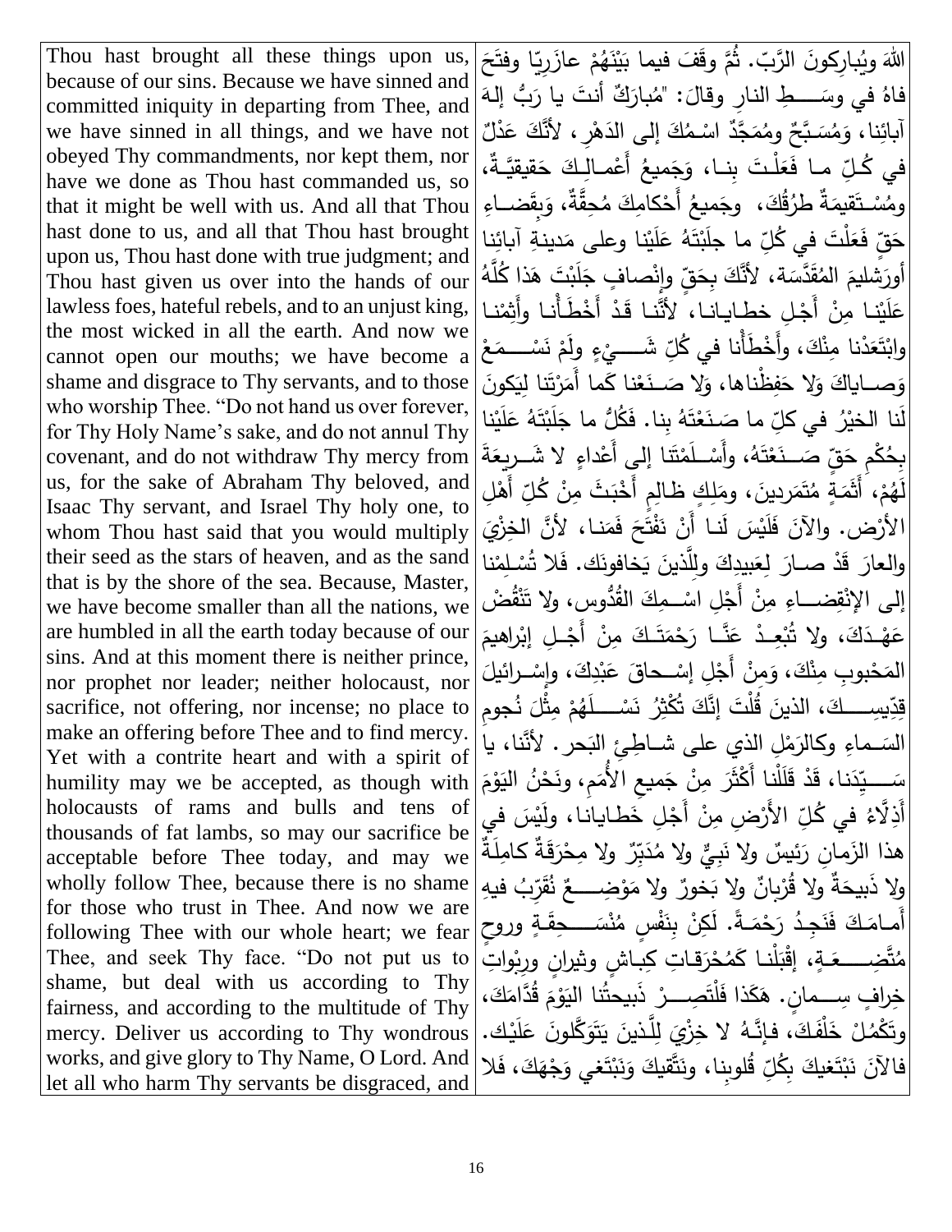Thou hast brought all these things upon us, because of our sins. Because we have sinned and committed iniquity in departing from Thee, and we have sinned in all things, and we have not obeyed Thy commandments, nor kept them, nor have we done as Thou hast commanded us, so that it might be well with us. And all that Thou hast done to us, and all that Thou hast brought upon us, Thou hast done with true judgment; and Thou hast given us over into the hands of our lawless foes, hateful rebels, and to an unjust king, the most wicked in all the earth. And now we cannot open our mouths; we have become a shame and disgrace to Thy servants, and to those who worship Thee. "Do not hand us over forever, for Thy Holy Name's sake, and do not annul Thy covenant, and do not withdraw Thy mercy from us, for the sake of Abraham Thy beloved, and Isaac Thy servant, and Israel Thy holy one, to whom Thou hast said that you would multiply their seed as the stars of heaven, and as the sand that is by the shore of the sea. Because, Master, we have become smaller than all the nations, we are humbled in all the earth today because of our sins. And at this moment there is neither prince, nor prophet nor leader; neither holocaust, nor sacrifice, not offering, nor incense; no place to make an offering before Thee and to find mercy. Yet with a contrite heart and with a spirit of humility may we be accepted, as though with holocausts of rams and bulls and tens of thousands of fat lambs, so may our sacrifice be acceptable before Thee today, and may we wholly follow Thee, because there is no shame for those who trust in Thee. And now we are following Thee with our whole heart; we fear Thee, and seek Thy face. "Do not put us to shame, but deal with us according to Thy fairness, and according to the multitude of Thy mercy. Deliver us according to Thy wondrous works, and give glory to Thy Name, O Lord. And let all who harm Thy servants be disgraced, and

اللهَ ويُبارِكونَ الرَّبّ. ثُمَّ وقَفَ فيما بَيْنَهُمْ عازَرِيّا وفتَحَ فاهُ في وسَطِ النارِ وقالَ: "مُبارَكٌ أنتَ يا رَبُّ إلهَ آبائِنا، وَمُسَبَّحٌ ومُمَجَّدٌ اسْمُكَ إلى الدَهْرِ، لأنَّكَ عَدْلٌ في كُلِّ ما فَعَلْتَ بِنا، وَجَميعُ أَعْمالِكَ حَقيقِيَّةٌ، ومُسْتَقيمَةٌ طرُقُكَ، وجَميعُ أَحْكامِكَ مُحِقَّةٌ، وَبِقَضاءِ حَقٍّ فَعَلْتَ في كُلِّ ما جلَبْتَهُ عَلَيْنا وعلى مَدينةِ آبائِنا أورَشليمَ المُقَدَّسَة، لأنَّكَ بِحَقٍّ وإنْصافٍ جَلَبْتَ هَذا كُلَّهُ عَلَيْنا مِنْ أَجْلِ خطايانا، لأنَّنا قَدْ أَخْطَأْنا وأَثِمْنا وابْتَعَدْنا مِنْكَ، وأَخْطَأْنا في كُلِّ شَيْءٍ ولَمْ نَسْمَعْ وَصاياكَ وَلا حَفِظْناها، وَلا صَنَعْنا كَما أَمَرْتَنا لِيَكونَ لَنا الخَيْرُ في كلِّ ما صَنَعْتَهُ بِنا. فَكُلُّ ما جَلَبْتَهُ عَلَيْنا بِحُكْمِ حَقٍّ صَنَعْتَهُ، وأَسْلَمْتَنا إلى أَعْداءٍ لا شَريعَةَ لَهُمْ، أَثَمَةٍ مُتَمَردينَ، ومَلِكٍ ظالِمٍ أَخْبَثَ مِنْ كُلِّ أَهْلِ الأرْض. والآنَ فَلَيْسَ لَنا أَنْ نَفْتَحَ فَمَنا، لأنَّ الخِزْيَ والعارَ قَدْ صارَ لِعَبيدِكَ ولِلَّذينَ يَخافونَك. فَلا تُسْلِمْنا إلى الإنْقِضاءِ مِنْ أَجْلِ اسْمِكَ القُدُّوس، ولا تَنْقُضْ عَهْدَكَ، ولا تُبْعِدْ عَنَّا رَحْمَتَكَ مِنْ أَجْلِ إبْراهيمَ المَحْبوبِ مِنْكَ، وَمِنْ أَجْلِ إسْحاقَ عَبْدِكَ، وإسْرائيلَ قِدّيسِكَ، الذينَ قُلْتَ إنَّكَ تُكْثِرُ نَسْلَهُمْ مِثْلَ نُجومِ السَماءِ وكالرَمْلِ الذي على شاطِئِ البَحر. لأنَّنا، يا سَيِّدَنا، قَدْ قَلَلْنا أَكْثَرَ مِنْ جَميعِ الأُمَمِ، ونَحْنُ اليَوْمَ أَذِلَّاءُ في كُلِّ الأَرْضِ مِنْ أَجْلِ خَطايانا، ولَيْسَ في هذا الزَمانِ رَئيسٌ ولا نَبِيٌّ ولا مُدَبِّرٌ ولا مِحْرَقَةٌ كامِلَةٌ ولا ذَبيحَةٌ ولا قُرْبانٌ ولا بَخورٌ ولا مَوْضِعٌ نُقَرِّبُ فيهِ أَمامَكَ فَنَجِدُ رَحْمَةً. لَكِنْ بِنَفْسٍ مُنْسَحِقَةٍ وروحٍ مُتَّضِعَةٍ، إقْبَلْنا كَمُحْرَقاتِ كِباشٍ وثيرانٍ وربْواتِ خِرافٍ سِمانٍ. هَكَذا فَلْتَصِرْ ذَبيحَتُنا اليَوْمَ قُدَّامَكَ، وتَكْمُلْ خَلْفَكَ، فإنَّهُ لا خِزْيَ لِلَّذينَ يَتَوَكَّلونَ عَلَيْك. فالآنَ نَبْتَغيكَ بِكُلِّ قُلوبِنا، ونَتَّقيكَ وَنَبْتَغي وَجْهَكَ، فَلا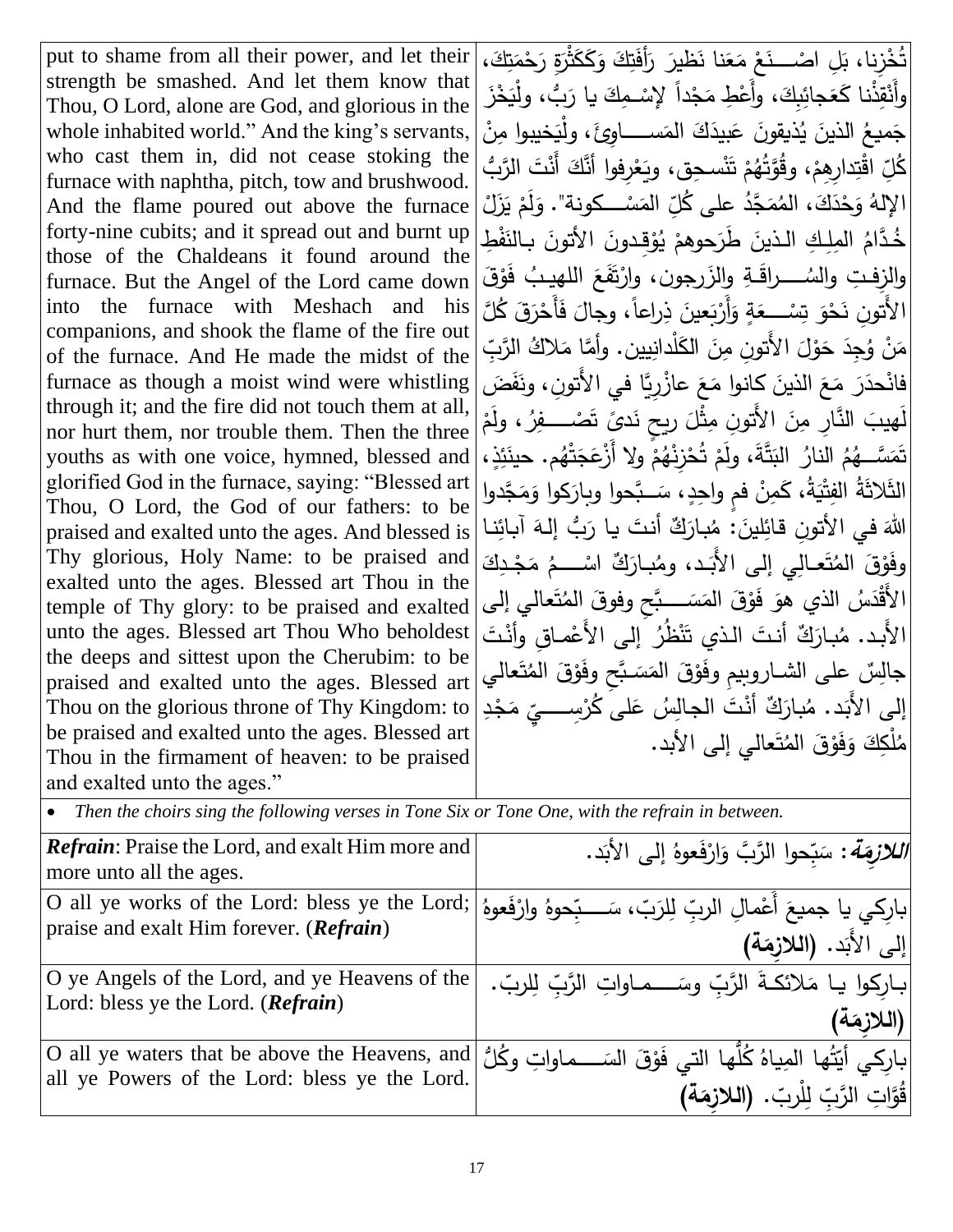| | |
|---|---|
| put to shame from all their power, and let their strength be smashed. And let them know that Thou, O Lord, alone are God, and glorious in the whole inhabited world." And the king's servants, who cast them in, did not cease stoking the furnace with naphtha, pitch, tow and brushwood. And the flame poured out above the furnace forty-nine cubits; and it spread out and burnt up those of the Chaldeans it found around the furnace. But the Angel of the Lord came down into the furnace with Meshach and his companions, and shook the flame of the fire out of the furnace. And He made the midst of the furnace as though a moist wind were whistling through it; and the fire did not touch them at all, nor hurt them, nor trouble them. Then the three youths as with one voice, hymned, blessed and glorified God in the furnace, saying: "Blessed art Thou, O Lord, the God of our fathers: to be praised and exalted unto the ages. And blessed is Thy glorious, Holy Name: to be praised and exalted unto the ages. Blessed art Thou in the temple of Thy glory: to be praised and exalted unto the ages. Blessed art Thou Who beholdest the deeps and sittest upon the Cherubim: to be praised and exalted unto the ages. Blessed art Thou on the glorious throne of Thy Kingdom: to be praised and exalted unto the ages. Blessed art Thou in the firmament of heaven: to be praised and exalted unto the ages." | تُخْزِنا، بَلِ اصْنَعْ مَعَنا نَظيرَ رَأْفَتِكَ وَكَكَثْرَةِ رَحْمَتِكَ، وأَنْقِذْنا كَعَجائِبِكَ، وأَعْطِ مَجْداً لإسْمِكَ يا رَبُّ، ولْيَخْزَ جَميعُ الذينَ يُذيقونَ عَبيدَكَ المَساوِئَ، ولْيَخيبوا مِنْ كُلِّ اقْتِدارِهِمْ، وقُوَّتُهُمْ تَنْسحِق، ويَعْرِفوا أَنَّكَ أَنْتَ الرَّبُّ الإلهُ وَحْدَكَ، المُمَجَّدُ على كُلِّ المَسْكونة". وَلَمْ يَزَلْ خُدَّامُ المِلِكِ الذينَ طَرَحوهمْ يُوْقِدونَ الأتونَ بالنَفْطِ والزِفتِ والسُراقَةِ والزَرجون، وارْتَفَعَ اللهيبُ فَوْقَ الأتونِ نَحْوَ تِسْعَةٍ وَأَرْبَعينَ ذِراعاً، وجالَ فَأَحْرَقَ كُلَّ مَنْ وُجِدَ حَوْلَ الأَتونِ مِنَ الكَلْدانيين. وأَمَّا مَلاكُ الرَّبِّ فانْحدَرَ مَعَ الذينَ كانوا مَعَ عازْرِيَّا في الأَتونِ، ونَفَضَ لَهيبَ النَّارِ مِنَ الأَتونِ مِثْلَ ريحِ نَدىً تَصْفِرُ، ولَمْ تَمَسَّهُمُ النارُ البَتَّةَ، ولَمْ تُحْزِنْهُمْ ولا أَزْعَجَتْهُم. حينَئِذٍ، الثَلاثَةُ الفِتْيَةُ، كَمِنْ فمٍ واحِدٍ، سَبَّحوا وبارَكوا وَمَجَّدوا اللهَ في الأتونِ قائِلينَ: مُبارَكٌ أنتَ يا رَبُّ إلهَ آبائِنا وفَوْقَ المُتَعالِي إلى الأَبَد، ومُبارَكٌ اسْمُ مَجْدِكَ الأَقْدَسُ الذي هوَ فَوْقَ المَسَبَّحِ وفوقَ المُتَعالي إلى الأَبد. مُبارَكٌ أنتَ الذي تَنْظُرُ إلى الأَعْماقِ وأَنْتَ جالِسٌ على الشاروبيمِ وفَوْقَ المَسَبَّحِ وفَوْقَ المُتَعالي إلى الأَبَد. مُبارَكٌ أَنْتَ الجالِسُ عَلى كُرْسِيِّ مَجْدِ مُلْكِكَ وَفَوْقَ المُتَعالي إلى الأبد. |

- *Then the choirs sing the following verses in Tone Six or Tone One, with the refrain in between.*

| | |
|---|---|
| ***Refrain***: Praise the Lord, and exalt Him more and more unto all the ages. | ***اللازِمَة***: سَبِّحوا الرَّبَّ وَارْفَعوهُ إلى الأبَد. |
| O all ye works of the Lord: bless ye the Lord; praise and exalt Him forever. (***Refrain***) | بارِكي يا جميعَ أَعْمالِ الربِّ لِلرَبّ، سَبِّحوهُ وارْفَعوهُ إلى الأَبَد. **(اللازِمَة)** |
| O ye Angels of the Lord, and ye Heavens of the Lord: bless ye the Lord. (***Refrain***) | بارِكوا يا مَلائكةَ الرَّبِّ وسَماواتِ الرَّبِّ لِلربّ. **(اللازِمَة)** |
| O all ye waters that be above the Heavens, and all ye Powers of the Lord: bless ye the Lord. | بارِكي أَيَّتُها المِياهُ كُلُّها التي فَوْقَ السَماواتِ وكُلُّ قُوَّاتِ الرَّبِّ لِلْربّ. **(اللازِمَة)** |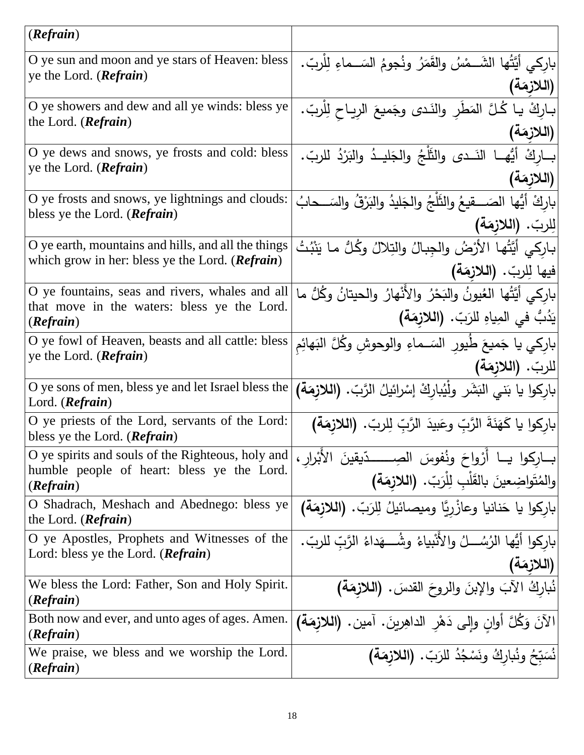| (***Refrain***) | |
|---|---|
| O ye sun and moon and ye stars of Heaven: bless ye the Lord. (***Refrain***) | بارِكي أيَّتُها الشَــمْسُ والقَمَرُ ونُجومُ السَــماءِ لِلْربّ. **(اللازِمَة)** |
| O ye showers and dew and all ye winds: bless ye the Lord. (***Refrain***) | بـارِكْ يـا كُـلَّ المَطَرِ والنَـدى وجَميعَ الرِيـاحِ لِلْربّ. **(اللازِمَة)** |
| O ye dews and snows, ye frosts and cold: bless ye the Lord. (***Refrain***) | بــارِكْ أيُّهــا النَــدى والثَلْجُ والجَليـدُ والبَرْدُ للربّ. **(اللازِمَة)** |
| O ye frosts and snows, ye lightnings and clouds: bless ye the Lord. (***Refrain***) | بارِكْ أيُّها الصَـــقيعُ والثَلْجُ والجَليدُ والبَرْقُ والسَــحابُ لِلربّ. **(اللازِمَة)** |
| O ye earth, mountains and hills, and all the things which grow in her: bless ye the Lord. (***Refrain***) | بارِكي أيَّتُها الأرْضُ والجِبالُ والتِلالُ وكُلُّ ما يَنْبُتُ فيها لِلربّ. **(اللازِمَة)** |
| O ye fountains, seas and rivers, whales and all that move in the waters: bless ye the Lord. (***Refrain***) | بارِكي أيَّتُها العُيونُ والبَحْرُ والأَنْهارُ والحيتانُ وكُلُّ ما يَدُبُّ في المِياهِ للرَبّ. **(اللازِمَة)** |
| O ye fowl of Heaven, beasts and all cattle: bless ye the Lord. (***Refrain***) | بارِكي يا جَميعَ طُيورِ السَــماءِ والوحوشِ وكُلَّ البَهائِمِ للربّ. **(اللازِمَة)** |
| O ye sons of men, bless ye and let Israel bless the Lord. (***Refrain***) | بارِكوا يا بَني البَشَرِ ولْيُبارِكْ إسْرائيلُ الرَّبّ. **(اللازِمَة)** |
| O ye priests of the Lord, servants of the Lord: bless ye the Lord. (***Refrain***) | بارِكوا يا كَهَنَةَ الرَّبِّ وعَبيدَ الرَّبِّ لِلربّ. **(اللازِمَة)** |
| O ye spirits and souls of the Righteous, holy and humble people of heart: bless ye the Lord. (***Refrain***) | بــارِكوا يــا أَرْواحَ ونُفوسَ الصِـــــدّيقينَ الأَبْرارِ، والمُتَواضِعينَ بالقَلْبِ لِلْرَبّ. **(اللازِمَة)** |
| O Shadrach, Meshach and Abednego: bless ye the Lord. (***Refrain***) | بارِكوا يا حَنانيا وعازْرِيَّا وميصائيلُ لِلرَبّ. **(اللازِمَة)** |
| O ye Apostles, Prophets and Witnesses of the Lord: bless ye the Lord. (***Refrain***) | بارِكوا أيُّها الرُسُـــلُ والأَنْبياءُ وشُـــهَداءُ الرَّبِّ للربّ. **(اللازِمَة)** |
| We bless the Lord: Father, Son and Holy Spirit. (***Refrain***) | نُبارِكُ الآبَ والإبنَ والروحَ القدسَ. **(اللازِمَة)** |
| Both now and ever, and unto ages of ages. Amen. (***Refrain***) | الآنَ وَكُلَّ أوانٍ وإلى دَهْرِ الداهِرينَ. آمين. **(اللازِمَة)** |
| We praise, we bless and we worship the Lord. (***Refrain***) | نُسَبِّحُ ونُبارِكُ ونَسْجُدُ للرَبّ. **(اللازِمَة)** |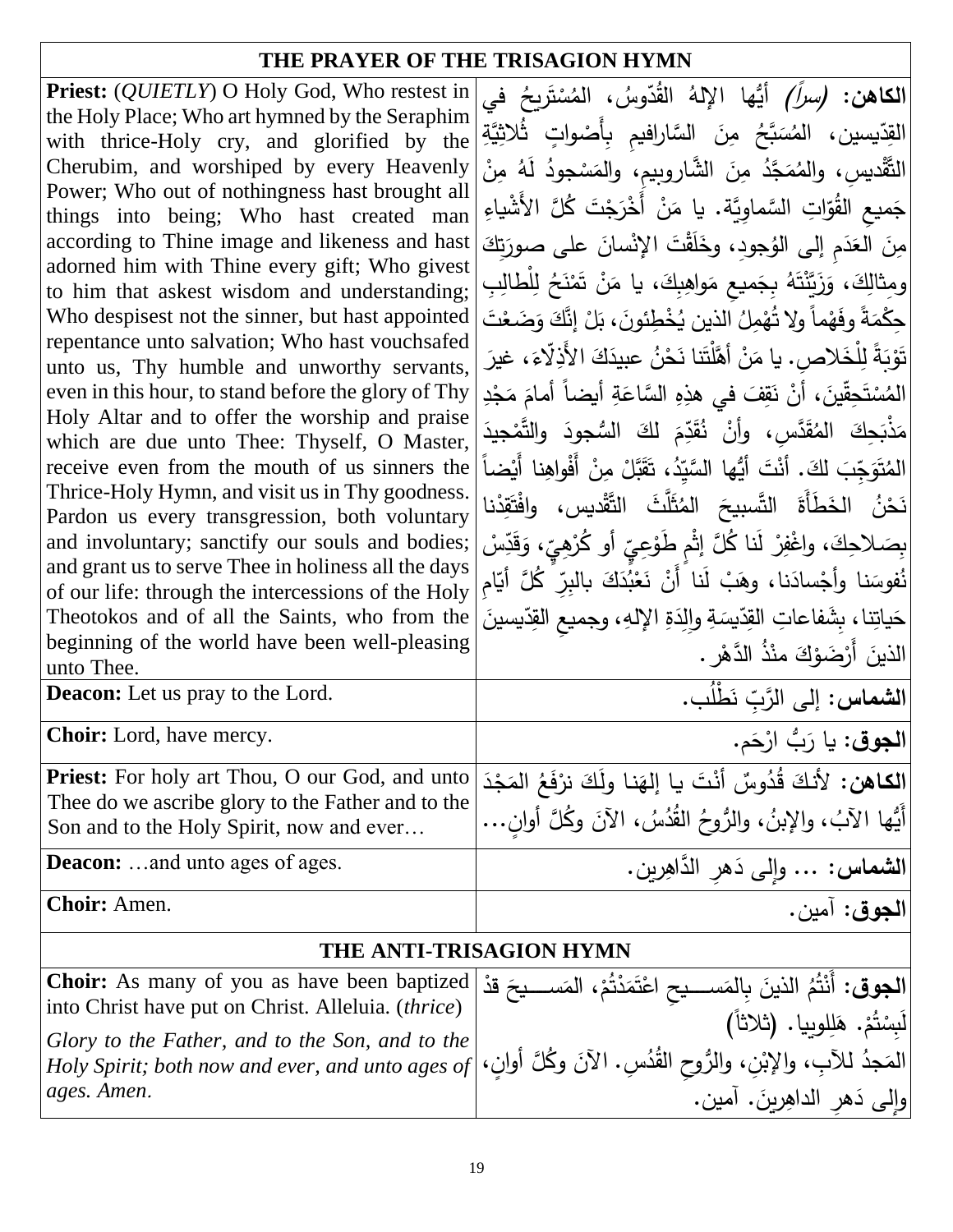| THE PRAYER OF THE TRISAGION HYMN | |
|---|---|
| **Priest:** (*QUIETLY*) O Holy God, Who restest in the Holy Place; Who art hymned by the Seraphim with thrice-Holy cry, and glorified by the Cherubim, and worshiped by every Heavenly Power; Who out of nothingness hast brought all things into being; Who hast created man according to Thine image and likeness and hast adorned him with Thine every gift; Who givest to him that askest wisdom and understanding; Who despisest not the sinner, but hast appointed repentance unto salvation; Who hast vouchsafed unto us, Thy humble and unworthy servants, even in this hour, to stand before the glory of Thy Holy Altar and to offer the worship and praise which are due unto Thee: Thyself, O Master, receive even from the mouth of us sinners the Thrice-Holy Hymn, and visit us in Thy goodness. Pardon us every transgression, both voluntary and involuntary; sanctify our souls and bodies; and grant us to serve Thee in holiness all the days of our life: through the intercessions of the Holy Theotokos and of all the Saints, who from the beginning of the world have been well-pleasing unto Thee. | **الكاهن:** *(سراً)* أيُّها الإلهُ القُدّوسُ، المُسْتَريحُ في القِدّيسين، المُسَبَّحُ مِنَ السَّارافيمِ بِأَصْواتٍ ثُلاثِيَّةِ التَّقْديسِ، والمُمَجَّدُ مِنَ الشَّاروبيمِ، والمَسْجودُ لَهُ مِنْ جَميعِ القُوّاتِ السَّماوِيَّة. يا مَنْ أَخْرَجْتَ كُلَّ الأَشْياءِ مِنَ العَدَمِ إلى الوُجودِ، وخَلَقْتَ الإنْسانَ على صورَتِكَ ومِثالِكَ، وَزَيَّنْتَهُ بِجَميعِ مَواهِبِكَ، يا مَنْ تَمْنَحُ لِلْطالِبِ حِكْمَةً وفَهْماً ولا تُهْمِلُ الذين يُخْطِئونَ، بَلْ إنَّكَ وَضَعْتَ تَوْبَةً لِلْخَلاصِ. يا مَنْ أَهَّلْتَنا نَحْنُ عبيدَكَ الأَذِلّاءَ، غيرَ المُسْتَحِقّينَ، أنْ نَقِفَ في هذِهِ السَّاعَةِ أيضاً أمامَ مَجْدِ مَذْبَحِكَ المُقَدَّسِ، وأنْ نُقَدِّمَ لكَ السُّجودَ والتَّمْجيدَ المُتَوَجِّبَ لكَ. أنْتَ أيُّها السَّيِّدُ، تَقَبَّلْ مِنْ أَفْواهِنا أَيْضاً نَحْنُ الخَطَأَةَ التَّسبيحَ المُثَلَّثَ التَّقْديس، وافْتَقِدْنا بِصَلاحِكَ، واغْفِرْ لَنا كُلَّ إثْمٍ طَوْعِيٍّ أو كُرْهِيّ، وَقَدِّسْ نُفوسَنا وأجْسادَنا، وهَبْ لَنا أَنْ نَعْبُدَكَ بالبِرِّ كُلَّ أيّامِ حَياتِنا، بِشَفاعاتِ القِدّيسَةِ والِدَةِ الإلهِ، وجميعِ القِدّيسينَ الذينَ أَرْضَوْكَ منْذُ الدَّهْرِ. |
| **Deacon:** Let us pray to the Lord. | **الشماس:** إلى الرَّبِّ نَطْلُب. |
| **Choir:** Lord, have mercy. | **الجوق:** يا رَبُّ ارْحَم. |
| **Priest:** For holy art Thou, O our God, and unto Thee do we ascribe glory to the Father and to the Son and to the Holy Spirit, now and ever… | **الكاهن:** لأنكَ قُدُوسٌ أَنْتَ يا إلهَنا ولَكَ نرْفَعُ المَجْدَ أَيُّها الآبُ، والإبنُ، والرُّوحُ القُدُسُ، الآنَ وكُلَّ أوانٍ... |
| **Deacon:** …and unto ages of ages. | **الشماس:** ... وإلى دَهرِ الدَّاهِرين. |
| **Choir:** Amen. | **الجوق:** آمين. |
| **THE ANTI-TRISAGION HYMN** | |
| **Choir:** As many of you as have been baptized into Christ have put on Christ. Alleluia. (*thrice*)<br>*Glory to the Father, and to the Son, and to the Holy Spirit; both now and ever, and unto ages of ages. Amen.* | **الجوق:** أَنْتُمُ الذينَ بِالمَسيحِ اعْتَمَدْتُمْ، المَسيحَ قدْ لَبِسْتُمْ. هَلِلويا. (ثلاثاً)<br>المَجدُ للآبِ، والإبْنِ، والرُّوحِ القُدُسِ. الآنَ وكُلَّ أوانٍ، وإلى دَهرِ الداهِرينَ. آمين. |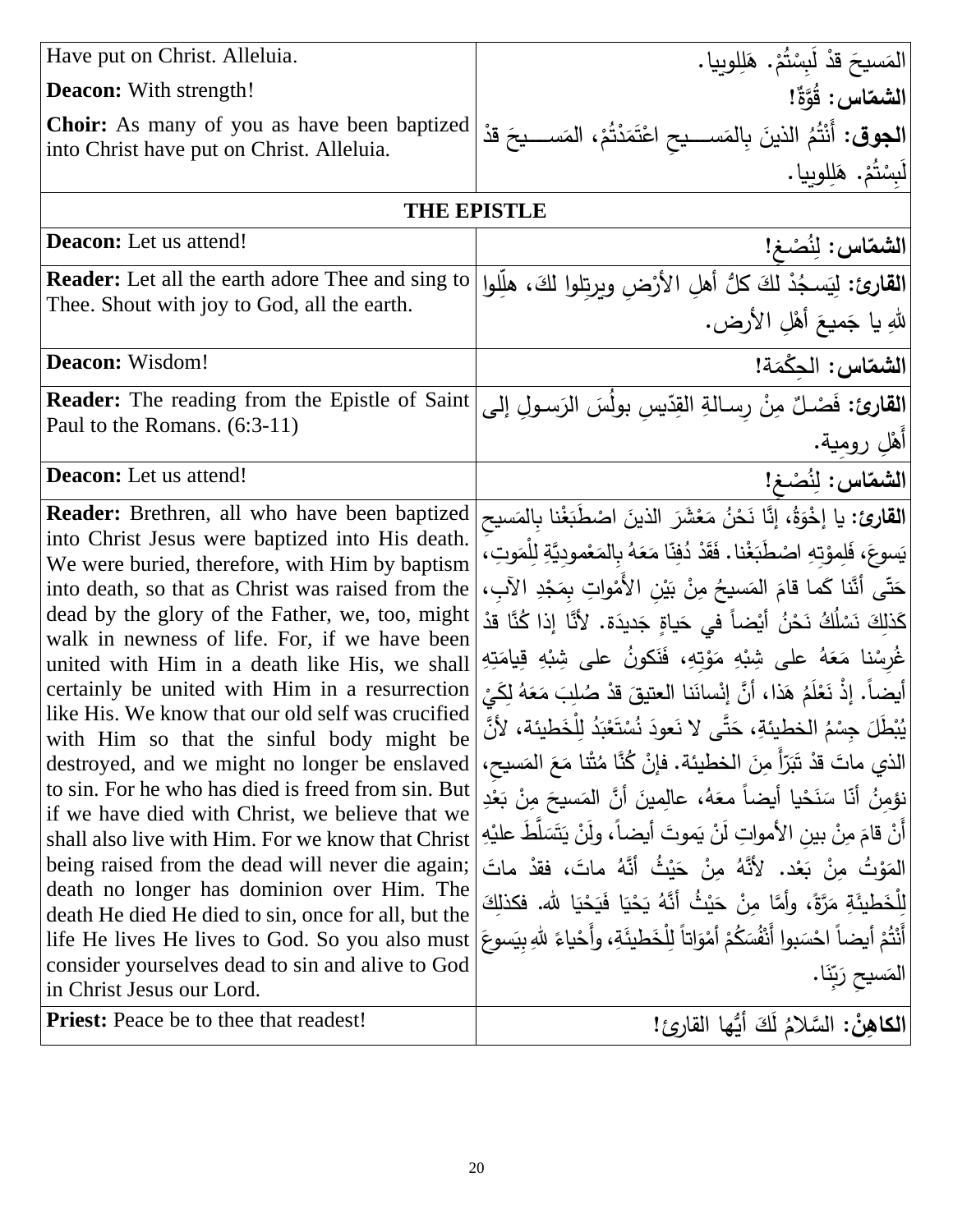| | |
|---|---|
| Have put on Christ. Alleluia.<br><br>**Deacon:** With strength!<br><br>**Choir:** As many of you as have been baptized into Christ have put on Christ. Alleluia. | المَسيحَ قدْ لَبِسْتُمْ. هَلِلويا.<br><br>**الشمّاس: قُوَّةٌ!**<br><br>**الجوق:** أَنْتُمُ الذينَ بِالمَســيحِ اعْتَمَدْتُمْ، المَســيحَ قدْ لَبِسْتُمْ. هَلِلويا. |
| **THE EPISTLE** | |
| **Deacon:** Let us attend! | **الشمّاس: لِنُصْغِ!** |
| **Reader:** Let all the earth adore Thee and sing to Thee. Shout with joy to God, all the earth. | **القارئ:** لِيَسجُدْ لكَ كلُّ أهلِ الأرْضِ ويرتِلوا لكَ، هلِّلوا للهِ يا جَميعَ أهْلِ الأرض. |
| **Deacon:** Wisdom! | **الشمّاس: الحِكْمَة!** |
| **Reader:** The reading from the Epistle of Saint Paul to the Romans. (6:3-11) | **القارئ:** فَصْـلٌ مِنْ رِسالةِ القِدّيسِ بولُسَ الرَسولِ إلى أَهْلِ رومية. |
| **Deacon:** Let us attend! | **الشمّاس: لِنُصْغِ!** |
| **Reader:** Brethren, all who have been baptized into Christ Jesus were baptized into His death. We were buried, therefore, with Him by baptism into death, so that as Christ was raised from the dead by the glory of the Father, we, too, might walk in newness of life. For, if we have been united with Him in a death like His, we shall certainly be united with Him in a resurrection like His. We know that our old self was crucified with Him so that the sinful body might be destroyed, and we might no longer be enslaved to sin. For he who has died is freed from sin. But if we have died with Christ, we believe that we shall also live with Him. For we know that Christ being raised from the dead will never die again; death no longer has dominion over Him. The death He died He died to sin, once for all, but the life He lives He lives to God. So you also must consider yourselves dead to sin and alive to God in Christ Jesus our Lord. | **القارئ:** يا إخْوَةُ، إنَّا نَحْنُ مَعْشَرَ الذينَ اصْطَبَغْنا بِالمَسيحِ يَسوعَ، فَلِموْتِهِ اصْطَبَغْنا. فَقَدْ دُفِنّا مَعَهُ بِالمَعْموديَّةِ لِلْمَوتِ، حَتّى أنَّنا كَما قامَ المَسيحُ مِنْ بَيْنِ الأَمْواتِ بِمَجْدِ الآبِ، كَذلِكَ نَسْلُكُ نَحْنُ أيْضاً في حَياةٍ جَديدَة. لأنَّا إذا كُنَّا قدْ غُرِسْنا مَعَهُ على شِبْهِ مَوْتِهِ، فَنَكونُ على شِبْهِ قِيامَتِهِ أيضاً. إذْ نَعْلَمُ هَذا، أنَّ إنْسانَنا العتيقَ قدْ صُلِبَ مَعَهُ لِكَيْ يُبْطَلَ جِسْمُ الخطيئةِ، حَتَّى لا نَعودَ نُسْتَعْبَدُ لِلْخَطيئة، لأنَّ الذي ماتَ قدْ تَبَرَّأَ مِنَ الخطيئة. فإنْ كُنَّا مُتْنا مَعَ المَسيحِ، نؤمِنُ أنّا سَنَحْيا أيضاً معَهُ، عالِمينَ أنَّ المَسيحَ مِنْ بَعْدِ أَنْ قامَ مِنْ بينِ الأمواتِ لَنْ يَموتَ أيضاً، ولَنْ يَتَسَلَّطَ عليْهِ المَوْتُ مِنْ بَعْد. لأنَّهُ مِنْ حَيْثُ أنَّهُ ماتَ، فقدْ ماتَ لِلْخَطيئَةِ مَرَّةً، وأمَّا مِنْ حَيْثُ أنَّهُ يَحْيَا فَيَحْيَا لله. فكذلِكَ أَنْتُمْ أيضاً احْسَبوا أَنْفُسَكُمْ أمْوَاتاً لِلْخَطيئَةِ، وأَحْياءً للهِ بِيَسوعَ المَسيحِ رَبِّنَا. |
| **Priest:** Peace be to thee that readest! | **الكاهِنْ:** السَّلامُ لَكَ أيُّها القارئ! |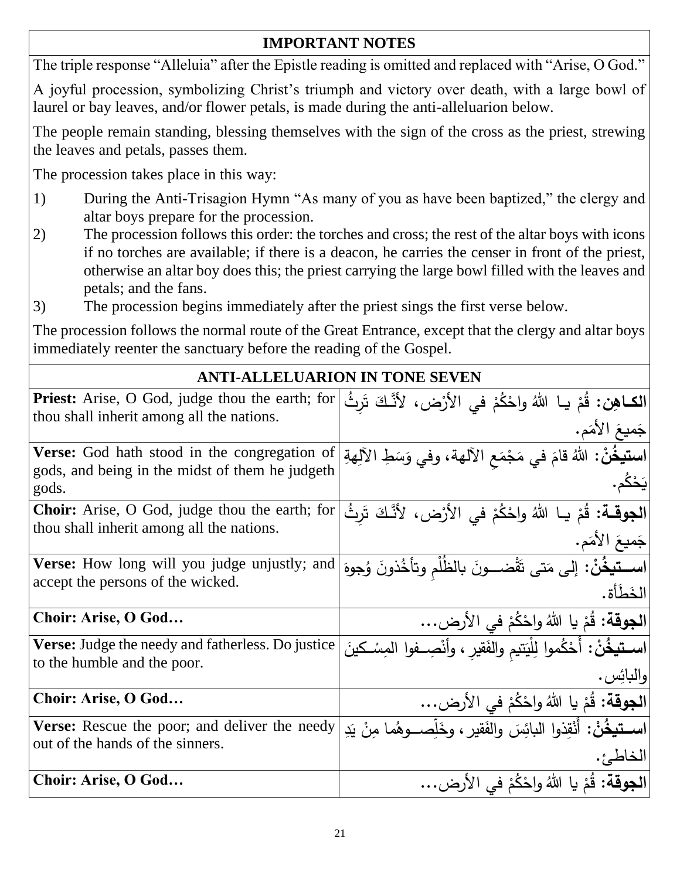## IMPORTANT NOTES

The triple response "Alleluia" after the Epistle reading is omitted and replaced with "Arise, O God."

A joyful procession, symbolizing Christ's triumph and victory over death, with a large bowl of laurel or bay leaves, and/or flower petals, is made during the anti-alleluarion below.

The people remain standing, blessing themselves with the sign of the cross as the priest, strewing the leaves and petals, passes them.

The procession takes place in this way:

1) During the Anti-Trisagion Hymn "As many of you as have been baptized," the clergy and altar boys prepare for the procession.
2) The procession follows this order: the torches and cross; the rest of the altar boys with icons if no torches are available; if there is a deacon, he carries the censer in front of the priest, otherwise an altar boy does this; the priest carrying the large bowl filled with the leaves and petals; and the fans.
3) The procession begins immediately after the priest sings the first verse below.

The procession follows the normal route of the Great Entrance, except that the clergy and altar boys immediately reenter the sanctuary before the reading of the Gospel.

## ANTI-ALLELUARION IN TONE SEVEN

| | |
|---|---|
| **Priest:** Arise, O God, judge thou the earth; for thou shall inherit among all the nations. | **الكـاهِن:** قُمْ يـا اللهُ واحْكُمْ في الأرْض، لأنَّـكَ تَرِثُ جَميعَ الأمَم. |
| **Verse:** God hath stood in the congregation of gods, and being in the midst of them he judgeth gods. | **استيخُنْ:** اللهُ قامَ في مَجْمَعِ الآلهة، وفي وَسَطِ الآلِهةِ يَحْكُم. |
| **Choir:** Arise, O God, judge thou the earth; for thou shall inherit among all the nations. | **الجوقـة:** قُمْ يـا اللهُ واحْكُمْ في الأرْض، لأنَّـكَ تَرِثُ جَميعَ الأمَم. |
| **Verse:** How long will you judge unjustly; and accept the persons of the wicked. | **اسـتيخُنْ:** إلى مَتى تَقْضـونَ بالظُّلْمِ وتأخُذونَ وُجوهَ الخَطَأة. |
| **Choir: Arise, O God…** | **الجوقة:** قُمْ يا اللهُ واحْكُمْ في الأرض... |
| **Verse:** Judge the needy and fatherless. Do justice to the humble and the poor. | **اسـتيخُنْ:** أُحْكُموا لِلْيَتيمِ والفَقيرِ، وأنْصِـفوا المِسْـكينَ والبائِس. |
| **Choir: Arise, O God…** | **الجوقة:** قُمْ يا اللهُ واحْكُمْ في الأرض... |
| **Verse:** Rescue the poor; and deliver the needy out of the hands of the sinners. | **اسـتيخُنْ:** أنْقِذوا البائِسَ والفَقير، وخَلِّصـوهُما مِنْ يَدِ الخاطِئ. |
| **Choir: Arise, O God…** | **الجوقة:** قُمْ يا اللهُ واحْكُمْ في الأرض... |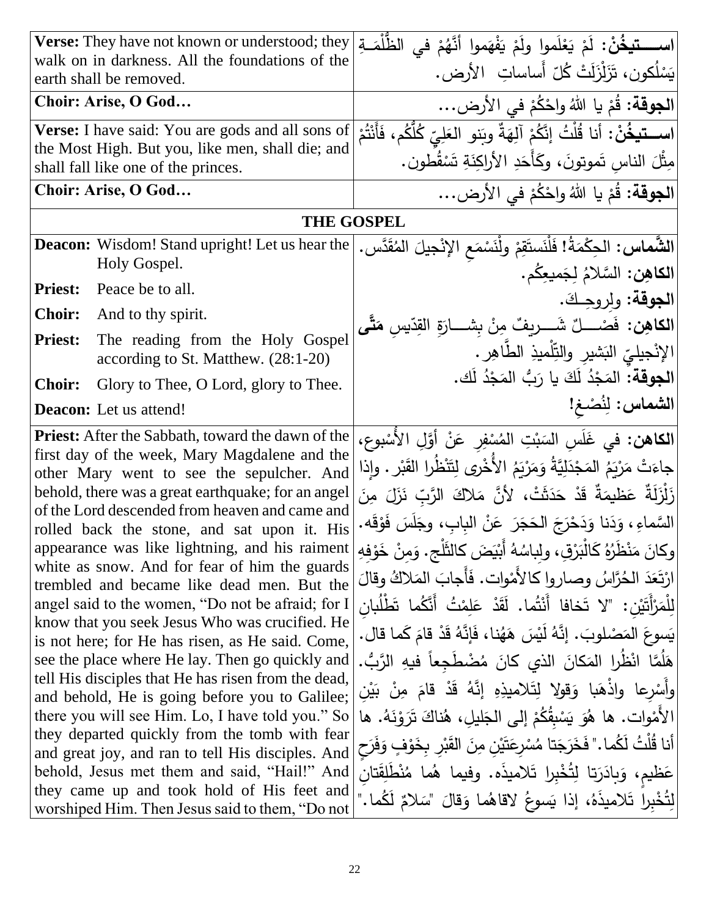| | |
|---|---|
| **Verse:** They have not known or understood; they walk on in darkness. All the foundations of the earth shall be removed. | **اســـتيخُنْ:** لَمْ يَعْلَموا ولَمْ يَفْهَموا أَنَّهُمْ في الظُّلْمَـةِ يَسْلُكون، تَزَلْزَلَتْ كُلّ أَساساتِ الأرض. |
| **Choir: Arise, O God…** | **الجوقة:** قُمْ يا اللهُ واحْكُمْ في الأرض… |
| **Verse:** I have said: You are gods and all sons of the Most High. But you, like men, shall die; and shall fall like one of the princes. | **اســـتيخُنْ:** أنا قُلْتُ إنَّكُمْ آلِهَةٌ وبَنو العَلِيّ كُلُّكُم، فَأَنْتُمْ مِثْلَ الناسِ تَموتونَ، وكَأَحَدِ الأراكِنَةِ تَسْقُطون. |
| **Choir: Arise, O God…** | **الجوقة:** قُمْ يا اللهُ واحْكُمْ في الأرض… |

## THE GOSPEL

| | |
|---|---|
| **Deacon:** Wisdom! Stand upright! Let us hear the Holy Gospel.<br>**Priest:** Peace be to all.<br>**Choir:** And to thy spirit.<br>**Priest:** The reading from the Holy Gospel according to St. Matthew. (28:1-20)<br>**Choir:** Glory to Thee, O Lord, glory to Thee.<br>**Deacon:** Let us attend! | **الشَّماس:** الحِكْمَةُ! فَلْنَستَقِمْ ولْنَسْمَعِ الإنْجيلَ المُقَدَّس.<br>**الكاهِن:** السَّلامُ لِجَميعِكُم.<br>**الجوقة:** ولِروحِـكَ.<br>**الكاهِن:** فَصْـــلٌ شَـــريفٌ مِنْ بِشــارَةِ القِدّيسِ **مَتَّى** الإنْجيليّ البَشيرِ والتِّلْميذِ الطَّاهِر.<br>**الجوقة:** المَجْدُ لَكَ يا رَبُّ المَجْدُ لَك.<br>**الشماس:** لِنُصْغِ! |
| **Priest:** After the Sabbath, toward the dawn of the first day of the week, Mary Magdalene and the other Mary went to see the sepulcher. And behold, there was a great earthquake; for an angel of the Lord descended from heaven and came and rolled back the stone, and sat upon it. His appearance was like lightning, and his raiment white as snow. And for fear of him the guards trembled and became like dead men. But the angel said to the women, "Do not be afraid; for I know that you seek Jesus Who was crucified. He is not here; for He has risen, as He said. Come, see the place where He lay. Then go quickly and tell His disciples that He has risen from the dead, and behold, He is going before you to Galilee; there you will see Him. Lo, I have told you." So they departed quickly from the tomb with fear and great joy, and ran to tell His disciples. And behold, Jesus met them and said, "Hail!" And they came up and took hold of His feet and worshiped Him. Then Jesus said to them, "Do not | **الكاهن:** في غَلَسِ السَبْتِ المُسْفِرِ عَنْ أَوَّلِ الأُسْبوع، جاءَتْ مَرْيَمُ المَجْدَلِيَّةُ وَمَرْيَمُ الأُخْرى لِتَنْظُرا القَبْر. وإذا زَلْزَلَةٌ عَظيمَةٌ قَدْ حَدَثَتْ، لأنَّ مَلاكَ الرَّبِّ نَزَلَ مِنَ السَّماءِ، وَدَنا وَدَحْرَجَ الحَجَرَ عَنْ البابِ، وجَلَسَ فَوْقَه. وكانَ مَنْظَرُهُ كَالْبَرْقِ، ولِباسُهُ أَبْيَضَ كالثَّلْج. وَمِنْ خَوْفِهِ ارْتَعَدَ الحُرَّاسُ وصاروا كالأَمْوات. فَأَجابَ المَلاكُ وقالَ لِلْمَرْأَتَيْنِ: "لا تَخافا أَنْتُما. لَقَدْ عَلِمْتُ أَنَّكُما تَطْلُبانِ يَسوعَ المَصْلوبَ. إنَّهُ لَيْسَ هَهُنا، فَإنَّهُ قَدْ قامَ كَما قال. هَلُمَّا انْظُرا المَكانَ الذي كانَ مُضْطَجِعاً فيهِ الرَّبُّ. وأَسْرِعا واذْهَبا وَقولا لِتَلاميذِهِ إنَّهُ قَدْ قامَ مِنْ بَيْنِ الأَمْوات. ها هُوَ يَسْبِقُكُمْ إلى الجَليلِ، هُناكَ تَرَوْنَهُ. ها أنا قُلْتُ لَكُما." فَخَرَجَتا مُسْرِعَتَيْنِ مِنَ القَبْرِ بِخَوْفٍ وَفَرَحٍ عَظيمٍ، وَبادَرَتا لِتُخْبِرا تَلاميذَه. وفيما هُما مُنْطَلِقَتانِ لِتُخْبِرا تَلاميذَهُ، إذا يَسوعُ لاقاهُما وَقالَ "سَلامٌ لَكُما." |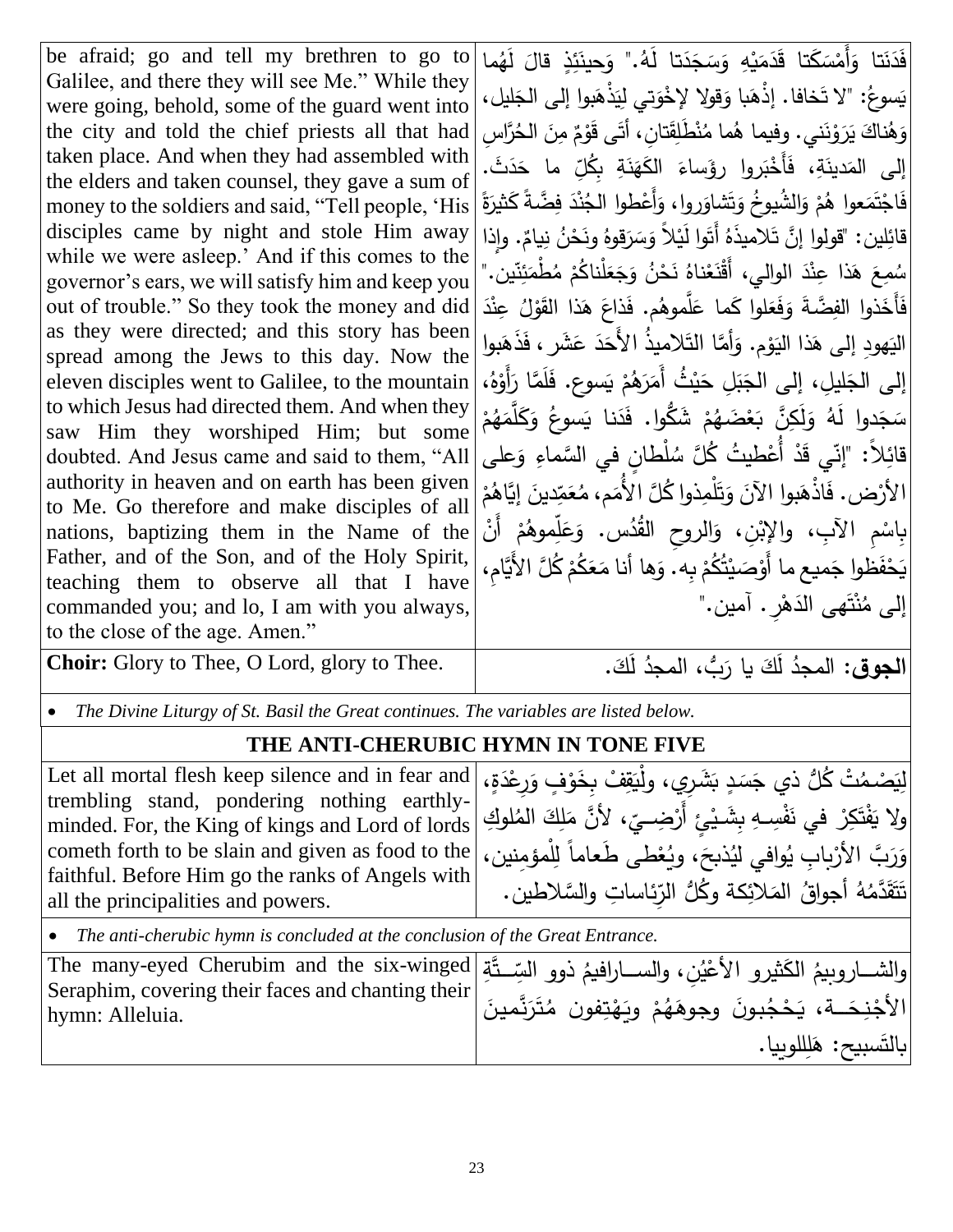| | |
|---|---|
| be afraid; go and tell my brethren to go to Galilee, and there they will see Me." While they were going, behold, some of the guard went into the city and told the chief priests all that had taken place. And when they had assembled with the elders and taken counsel, they gave a sum of money to the soldiers and said, "Tell people, 'His disciples came by night and stole Him away while we were asleep.' And if this comes to the governor's ears, we will satisfy him and keep you out of trouble." So they took the money and did as they were directed; and this story has been spread among the Jews to this day. Now the eleven disciples went to Galilee, to the mountain to which Jesus had directed them. And when they saw Him they worshiped Him; but some doubted. And Jesus came and said to them, "All authority in heaven and on earth has been given to Me. Go therefore and make disciples of all nations, baptizing them in the Name of the Father, and of the Son, and of the Holy Spirit, teaching them to observe all that I have commanded you; and lo, I am with you always, to the close of the age. Amen." | فَدَنَتا وَأَمْسَكَتا قَدَمَيْهِ وَسَجَدَتا لَهُ." وَحينَئِذٍ قالَ لَهُما يَسوعُ: "لا تَخافا. إذْهَبا وَقولا لإِخْوَتي لِيَذْهَبوا إلى الجَليل، وَهُناكَ يَرَوْنَني. وفيما هُما مُنْطَلِقَتانِ، أَتَى قَوْمٌ مِنَ الحُرَّاسِ إلى المَدينَةِ، فَأَخْبَروا رؤَساءَ الكَهَنَةِ بِكُلِّ ما حَدَثَ. فَاجْتَمَعوا هُمْ وَالشُيوخُ وَتَشاوَروا، وَأَعْطوا الجُنْدَ فِضَّةً كَثيرَةً قائِلين: "قولوا إنَّ تَلاميذَهُ أَتَوا لَيْلاً وَسَرَقوهُ ونَحْنُ نِيامٌ. وإذا سُمِعَ هَذا عِنْدَ الوالي، أَقْنَعْناهُ نَحْنُ وَجَعَلْناكُمْ مُطْمَئِنّين." فَأَخَذوا الفِضَّةَ وَفَعَلوا كَما عَلَّموهُم. فَذاعَ هَذا القَوْلُ عِنْدَ اليَهودِ إلى هَذا اليَوْم. وَأَمَّا التَلاميذُ الأَحَدَ عَشَر، فَذَهَبوا إلى الجَليلِ، إلى الجَبَلِ حَيْثُ أَمَرَهُمْ يَسوع. فَلَمَّا رَأَوْهُ، سَجَدوا لَهُ وَلَكِنَّ بَعْضَهُمْ شَكُّوا. فَدَنا يَسوعُ وَكَلَّمَهُمْ قائِلاً: "إنّي قَدْ أُعْطيتُ كُلَّ سُلْطانٍ في السَّماءِ وَعلى الأرْض. فَاذْهَبوا الآنَ وَتَلْمِذوا كُلَّ الأُمَم، مُعَمِّدينَ إيَّاهُمْ بِاسْمِ الآبِ، والإبْنِ، وَالروحِ القُدُس. وَعَلِّموهُمْ أَنْ يَحْفَظوا جَميع ما أَوْصَيْتُكُمْ بِهِ. وَها أنا مَعَكُمْ كُلَّ الأَيَّامِ، إلى مُنْتَهى الدَهْرِ. آمين." |
| **Choir:** Glory to Thee, O Lord, glory to Thee. | **الجوق:** المجدُ لَكَ يا رَبُّ، المجدُ لَكَ. |

- *The Divine Liturgy of St. Basil the Great continues. The variables are listed below.*

## THE ANTI-CHERUBIC HYMN IN TONE FIVE

| | |
|---|---|
| Let all mortal flesh keep silence and in fear and trembling stand, pondering nothing earthly-minded. For, the King of kings and Lord of lords cometh forth to be slain and given as food to the faithful. Before Him go the ranks of Angels with all the principalities and powers. | لِيَصْمُتْ كُلُّ ذي جَسَدٍ بَشَرِي، ولْيَقِفْ بِخَوْفٍ وَرِعْدَةٍ، ولا يَفْتَكِرْ في نَفْسِهِ بِشَيْءٍ أَرْضِيّ، لأنَّ مَلِكَ المُلوكِ وَرَبَّ الأَرْبابِ يُوافي لِيُذبحَ، ويُعْطى طَعاماً لِلْمؤمنين، تَتَقَدَّمُهُ أجواقُ المَلائِكة وكُلُّ الرِّئاساتِ والسَّلاطين. |

- *The anti-cherubic hymn is concluded at the conclusion of the Great Entrance.*

| | |
|---|---|
| The many-eyed Cherubim and the six-winged Seraphim, covering their faces and chanting their hymn: Alleluia. | والشـاروبيمُ الكَثيرو الأعْيُنِ، والسـارافيمُ ذوو السِّـتَّةِ الأجْنِحَـة، يَحْجُبونَ وجوهَهُمْ ويَهْتِفون مُتَرَنِّمينَ بالتَسبيح: هَلِلوييا. |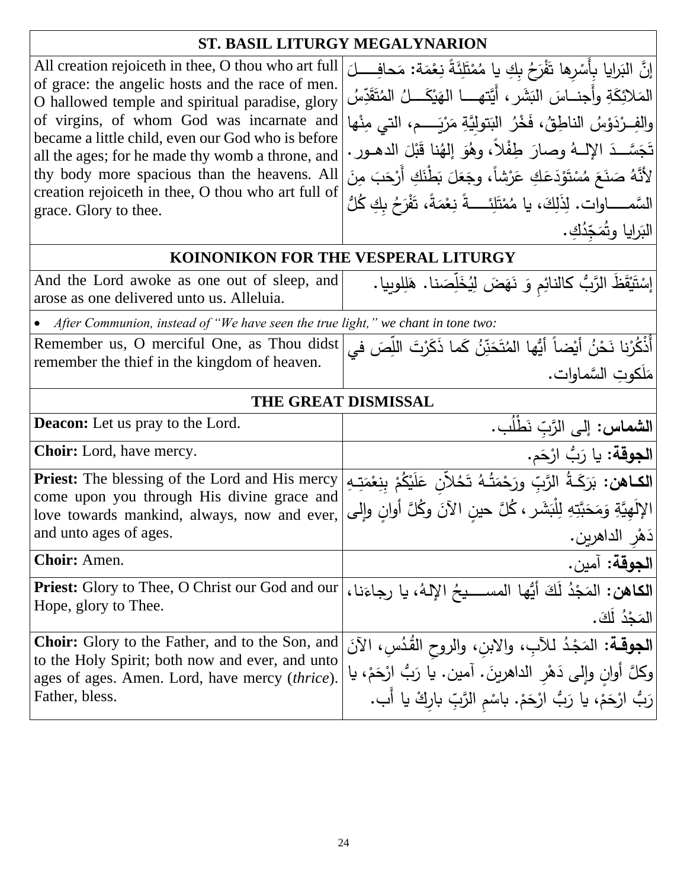| ST. BASIL LITURGY MEGALYNARION | |
|---|---|
| All creation rejoiceth in thee, O thou who art full of grace: the angelic hosts and the race of men. O hallowed temple and spiritual paradise, glory of virgins, of whom God was incarnate and became a little child, even our God who is before all the ages; for he made thy womb a throne, and thy body more spacious than the heavens. All creation rejoiceth in thee, O thou who art full of grace. Glory to thee. | إنَّ البَرايا بِأَسْرِها تَفْرَحُ بِكِ يا مُمْتَلِئَةً نِعْمَةً: مَحافِـــلَ المَلائِكَةِ وأَجنــاسَ البَشَر، أَيَّتهـــا الهَيْكَـــلُ المُتَقَدِّسُ والفِـرْدَوْسُ الناطِقُ، فَخْرُ البَتولِيَّةِ مَرْيَـــم، التي مِنْها تَجَسَّـــدَ الإلــهُ وصارَ طِفْلاً، وهُوَ إلهُنا قَبْلَ الدهـور. لأَنَّهُ صَنَعَ مُسْتَوْدَعَكِ عَرْشاً، وجَعَلَ بَطْنَكِ أَرْحَبَ مِنَ السَّمـــاوات. لِذَلِكَ، يا مُمْتَلِئـــةً نِعْمَةً، تَفْرَحُ بِكِ كُلُّ البَرايا وتُمَجِّدُكِ. |
| **KOINONIKON FOR THE VESPERAL LITURGY** | |
| And the Lord awoke as one out of sleep, and arose as one delivered unto us. Alleluia. | إسْتَيْقَظَ الرَّبُّ كالنائِمِ وَ نَهَضَ لِيُخَلِّصَنا. هَلِلوييا. |
| • *After Communion, instead of "We have seen the true light," we chant in tone two:* | |
| Remember us, O merciful One, as Thou didst remember the thief in the kingdom of heaven. | أُذْكُرْنا نَحْنُ أيْضاً أيُّها المُتَحَنِّنُ كَما ذَكَرْتَ اللِّصَ في مَلَكوتِ السَّماوات. |
| **THE GREAT DISMISSAL** | |
| **Deacon:** Let us pray to the Lord. | **الشماس:** إلى الرَّبِّ نَطْلُب. |
| **Choir:** Lord, have mercy. | **الجوقة:** يا رَبُّ ارْحَم. |
| **Priest:** The blessing of the Lord and His mercy come upon you through His divine grace and love towards mankind, always, now and ever, and unto ages of ages. | **الكـاهن:** بَرَكَـةُ الرَّبِّ ورَحْمَتُـهُ تَحُلاّنِ عَلَيْكُمْ بِنِعْمَتِـهِ الإلَهِيَّةِ وَمَحَبَّتِهِ لِلْبَشَر، كُلَّ حينٍ الآنَ وكُلَّ أوانٍ وإلى دَهْرِ الداهرين. |
| **Choir:** Amen. | **الجوقة:** آمين. |
| **Priest:** Glory to Thee, O Christ our God and our Hope, glory to Thee. | **الكاهن:** المَجْدُ لَكَ أيُّها المســـيحُ الإلهُ، يا رجاءَنا، المَجْدُ لَكَ. |
| **Choir:** Glory to the Father, and to the Son, and to the Holy Spirit; both now and ever, and unto ages of ages. Amen. Lord, have mercy (*thrice*). Father, bless. | **الجوقـة:** المَجْدُ للآبِ، والابنِ، والروحِ القُدُسِ، الآنَ وكلَّ أوانٍ وإلى دَهْرِ الداهرينَ. آمين. يا رَبُّ ارْحَمْ، يا رَبُّ ارْحَمْ، يا رَبُّ ارْحَمْ. باسْمِ الرَّبِّ بارِكْ يا أَب. |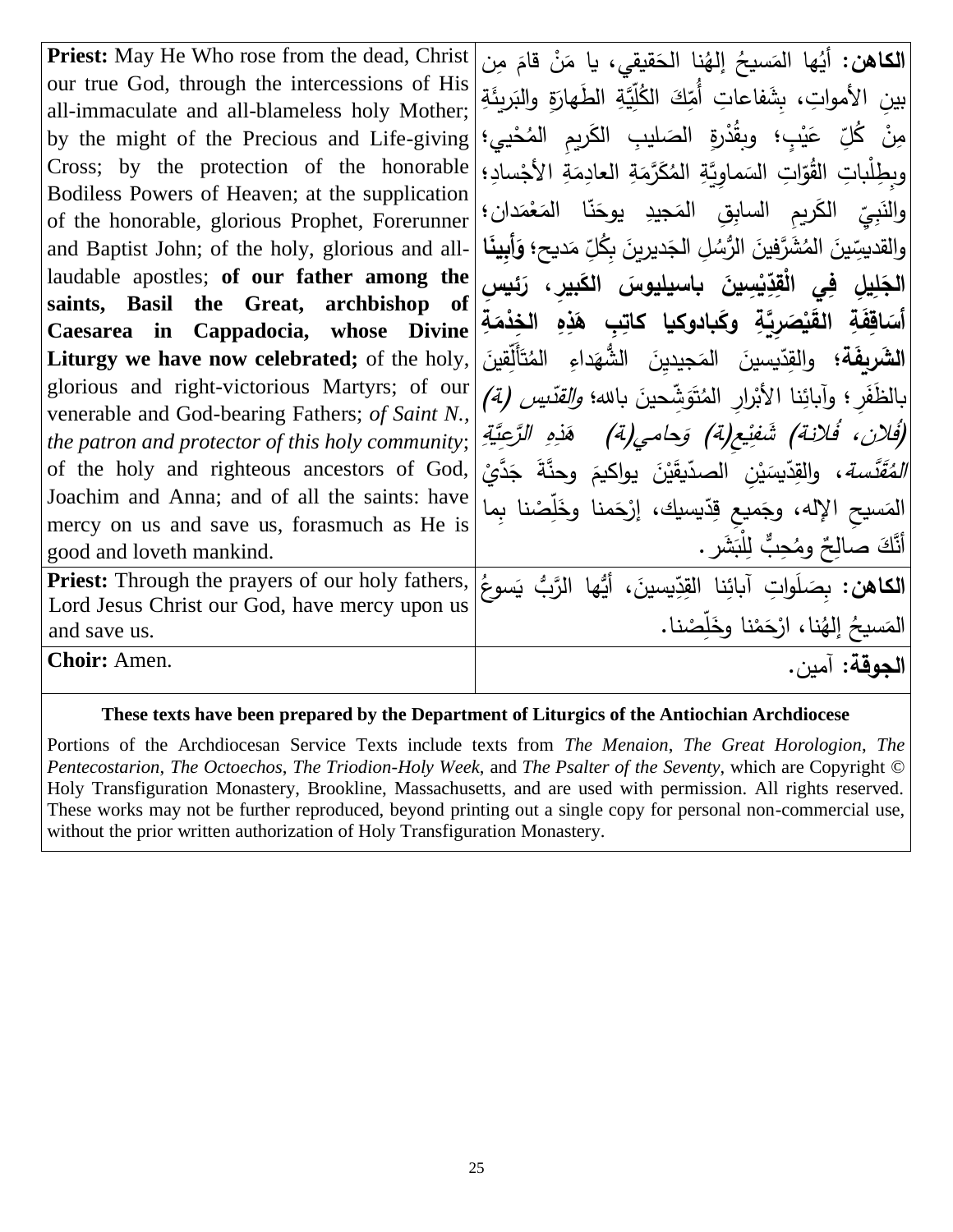| | |
|---|---|
| **Priest:** May He Who rose from the dead, Christ our true God, through the intercessions of His all-immaculate and all-blameless holy Mother; by the might of the Precious and Life-giving Cross; by the protection of the honorable Bodiless Powers of Heaven; at the supplication of the honorable, glorious Prophet, Forerunner and Baptist John; of the holy, glorious and all-laudable apostles; **of our father among the saints, Basil the Great, archbishop of Caesarea in Cappadocia, whose Divine Liturgy we have now celebrated;** of the holy, glorious and right-victorious Martyrs; of our venerable and God-bearing Fathers; *of Saint N., the patron and protector of this holy community*; of the holy and righteous ancestors of God, Joachim and Anna; and of all the saints: have mercy on us and save us, forasmuch as He is good and loveth mankind. | **الكاهن:** أيُها المَسيحُ إلهُنا الحَقيقي، يا مَنْ قامَ مِن بينِ الأمواتِ، بِشَفاعاتِ أُمّكَ الكُلّيَّةِ الطَهارَةِ والبَريئَةِ مِنْ كُلِّ عَيْبٍ؛ وبِقُدْرَةِ الصَليبِ الكَريمِ المُحْيي؛ وبِطِلْباتِ القُوّاتِ السَماوِيَّةِ المُكَرَّمَةِ العادِمَةِ الأجْسادِ؛ والنَبِيِّ الكَريمِ السابِقِ المَجيدِ يوحَنّا المَعْمَدان؛ والقديسِّينَ المُشَرَّفينَ الرُّسُلِ الجَديرينَ بِكُلِّ مَديح؛ **وَأَبِينَا الجَلِيلِ فِي الْقِدِّيسِينَ باسيليوسَ الكَبيرِ، رَئِيسِ أَسَاقِفَةِ القَيْصَرِيَّةِ وكَبادوكيا كاتِبِ هَذِهِ الخِدْمَةِ الشَريفَة؛** والقِدّيسينَ المَجيدينَ الشُّهَداءِ المُتَأَلِّقينَ بالظَفَرِ؛ وآبائِنا الأبْرارِ المُتَوَشِّحينَ بالله؛ *والقدّيس (ة) (فُلان، فُلانة) شَفيع(ة) وَحامي(ة) هَذِهِ الرَّعِيَّةِ المُقَدَّسة*، والقِدّيسَيْنِ الصدّيقَيْنَ يواكيمَ وحنَّةَ جَدَّيْ المَسيحِ الإله، وجَميعِ قِدّيسيك، إرْحَمنا وخَلِّصْنا بِما أنَّكَ صالِحٌ ومُحِبٌّ لِلْبَشَر. |
| **Priest:** Through the prayers of our holy fathers, Lord Jesus Christ our God, have mercy upon us and save us. | **الكاهن:** بِصَلَواتِ آبائِنا القِدّيسينَ، أيُّها الرَّبُّ يَسوعُ المَسيحُ إلهُنا، ارْحَمْنا وخَلِّصْنا. |
| **Choir:** Amen. | **الجوقة:** آمين. |

**These texts have been prepared by the Department of Liturgics of the Antiochian Archdiocese**

Portions of the Archdiocesan Service Texts include texts from *The Menaion*, *The Great Horologion*, *The Pentecostarion*, *The Octoechos*, *The Triodion-Holy Week*, and *The Psalter of the Seventy*, which are Copyright © Holy Transfiguration Monastery, Brookline, Massachusetts, and are used with permission. All rights reserved. These works may not be further reproduced, beyond printing out a single copy for personal non-commercial use, without the prior written authorization of Holy Transfiguration Monastery.